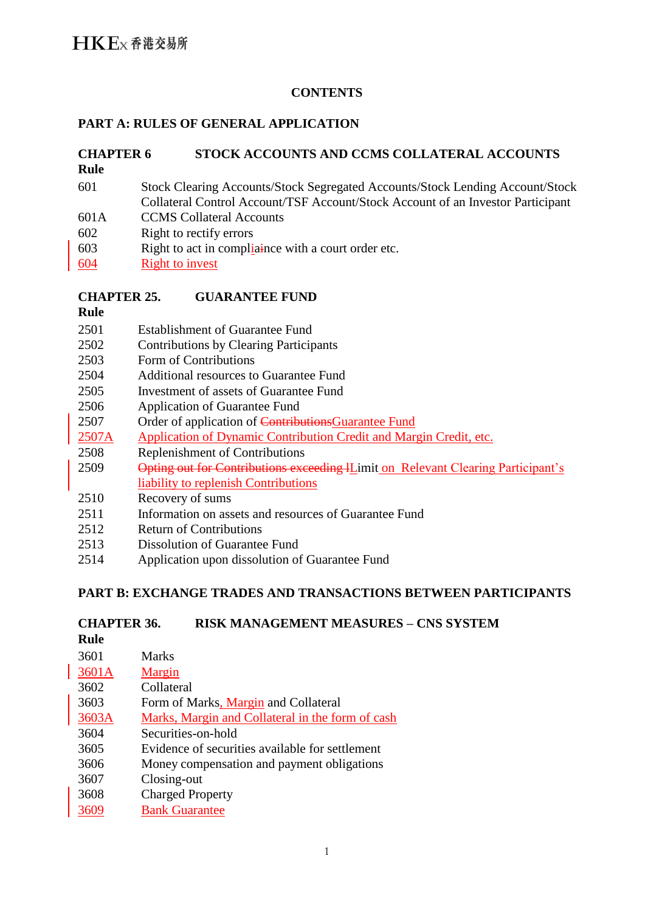# CONTENTS

## PART A: RULES OF GENERAL APPLICATION

### CHAPTER 6 STOCK ACCOUNTS AND CCMS COLLATERAL ACCOUNTS

| Rule | |
|---|---|
| 601 | Stock Clearing Accounts/Stock Segregated Accounts/Stock Lending Account/Stock Collateral Control Account/TSF Account/Stock Account of an Investor Participant |
| 601A | CCMS Collateral Accounts |
| 602 | Right to rectify errors |
| 603 | Right to act in compliaince with a court order etc. |
| 604 | Right to invest |

### CHAPTER 25. GUARANTEE FUND

| Rule | |
|---|---|
| 2501 | Establishment of Guarantee Fund |
| 2502 | Contributions by Clearing Participants |
| 2503 | Form of Contributions |
| 2504 | Additional resources to Guarantee Fund |
| 2505 | Investment of assets of Guarantee Fund |
| 2506 | Application of Guarantee Fund |
| 2507 | Order of application of ContributionsGuarantee Fund |
| 2507A | Application of Dynamic Contribution Credit and Margin Credit, etc. |
| 2508 | Replenishment of Contributions |
| 2509 | Opting out for Contributions exceeding lLimit on Relevant Clearing Participant's liability to replenish Contributions |
| 2510 | Recovery of sums |
| 2511 | Information on assets and resources of Guarantee Fund |
| 2512 | Return of Contributions |
| 2513 | Dissolution of Guarantee Fund |
| 2514 | Application upon dissolution of Guarantee Fund |

## PART B: EXCHANGE TRADES AND TRANSACTIONS BETWEEN PARTICIPANTS

### CHAPTER 36. RISK MANAGEMENT MEASURES – CNS SYSTEM

| Rule | |
|---|---|
| 3601 | Marks |
| 3601A | Margin |
| 3602 | Collateral |
| 3603 | Form of Marks, Margin and Collateral |
| 3603A | Marks, Margin and Collateral in the form of cash |
| 3604 | Securities-on-hold |
| 3605 | Evidence of securities available for settlement |
| 3606 | Money compensation and payment obligations |
| 3607 | Closing-out |
| 3608 | Charged Property |
| 3609 | Bank Guarantee |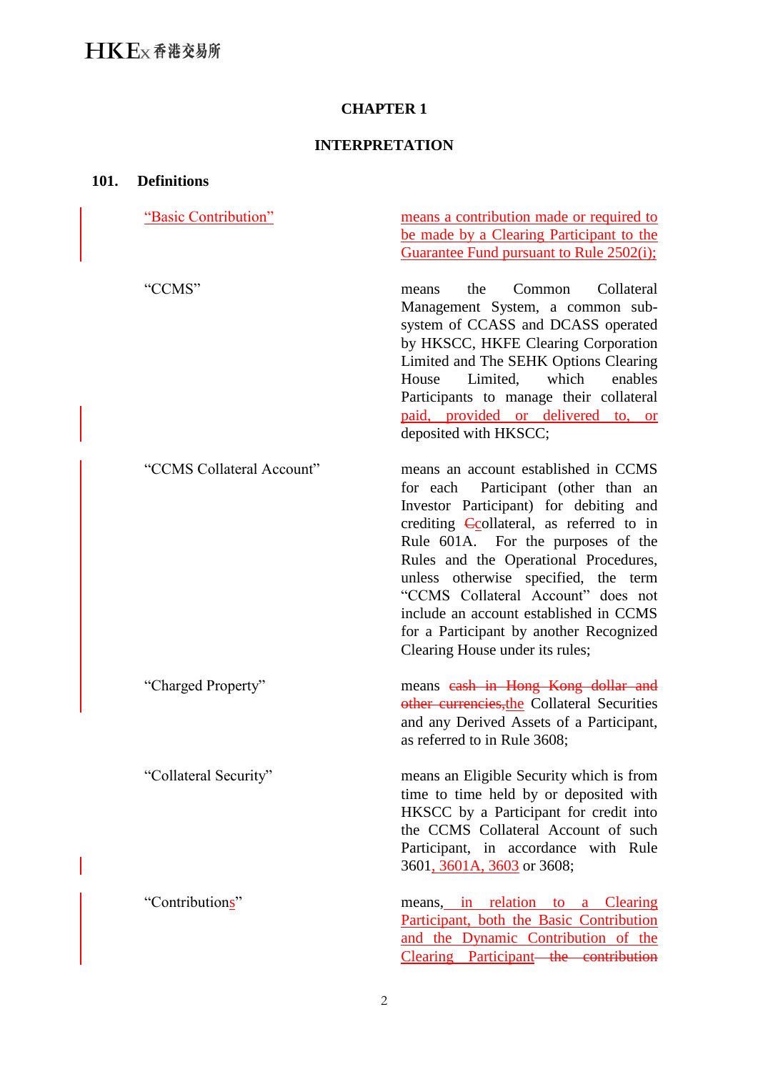# CHAPTER 1

## INTERPRETATION

### 101. Definitions

| Term | Definition |
|---|---|
| "Basic Contribution" | means a contribution made or required to be made by a Clearing Participant to the Guarantee Fund pursuant to Rule 2502(i); |
| "CCMS" | means the Common Collateral Management System, a common sub-system of CCASS and DCASS operated by HKSCC, HKFE Clearing Corporation Limited and The SEHK Options Clearing House Limited, which enables Participants to manage their collateral paid, provided or delivered to, or deposited with HKSCC; |
| "CCMS Collateral Account" | means an account established in CCMS for each Participant (other than an Investor Participant) for debiting and crediting Ccollateral, as referred to in Rule 601A. For the purposes of the Rules and the Operational Procedures, unless otherwise specified, the term "CCMS Collateral Account" does not include an account established in CCMS for a Participant by another Recognized Clearing House under its rules; |
| "Charged Property" | means ~~cash in Hong Kong dollar and other currencies,~~the Collateral Securities and any Derived Assets of a Participant, as referred to in Rule 3608; |
| "Collateral Security" | means an Eligible Security which is from time to time held by or deposited with HKSCC by a Participant for credit into the CCMS Collateral Account of such Participant, in accordance with Rule 3601, 3601A, 3603 or 3608; |
| "Contributions" | means, in relation to a Clearing Participant, both the Basic Contribution and the Dynamic Contribution of the Clearing Participant~~ the contribution~~ |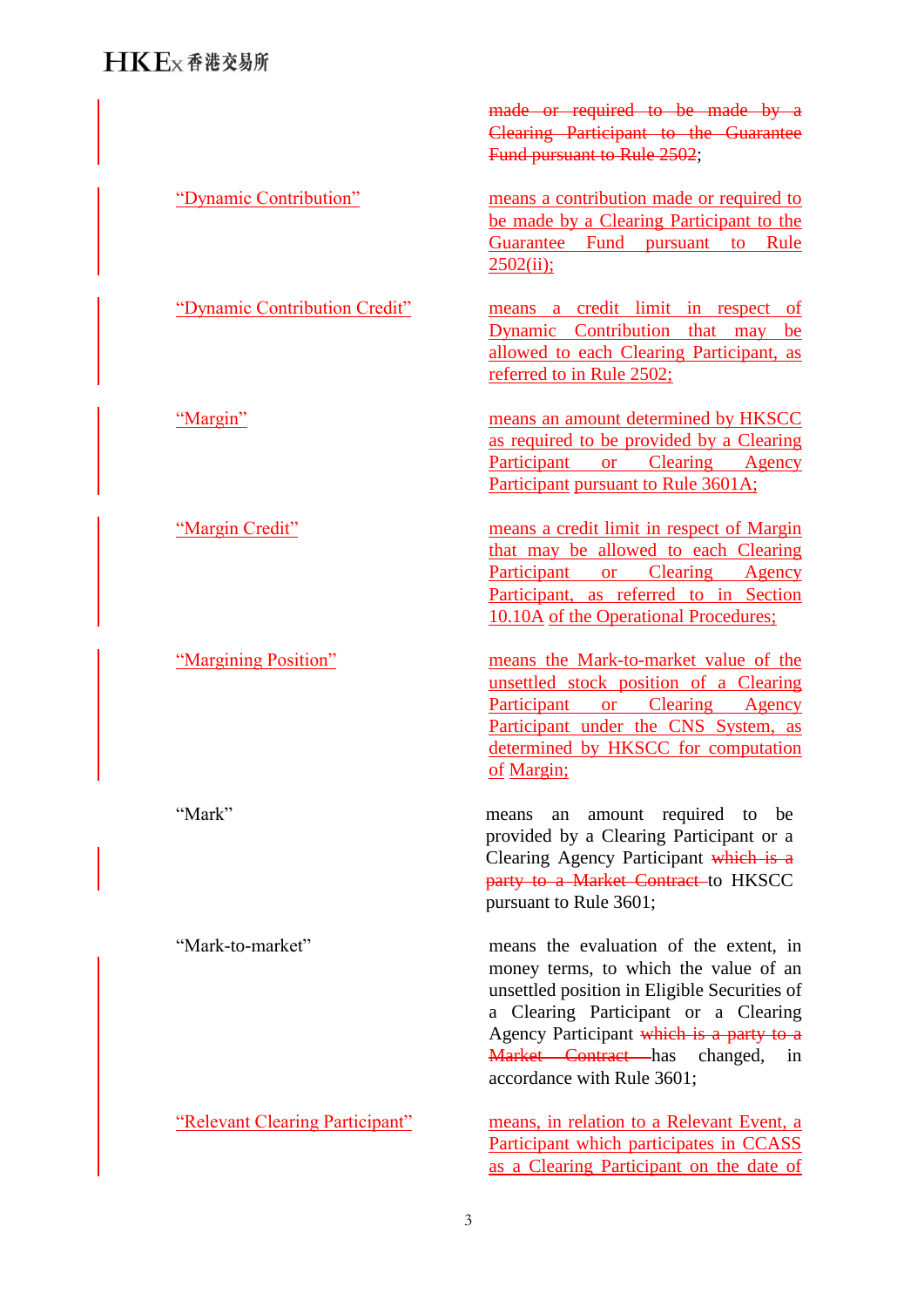| | |
|---|---|
| | ~~made or required to be made by a Clearing Participant to the Guarantee Fund pursuant to Rule 2502~~; |
| "Dynamic Contribution" | means a contribution made or required to be made by a Clearing Participant to the Guarantee Fund pursuant to Rule 2502(ii); |
| "Dynamic Contribution Credit" | means a credit limit in respect of Dynamic Contribution that may be allowed to each Clearing Participant, as referred to in Rule 2502; |
| "Margin" | means an amount determined by HKSCC as required to be provided by a Clearing Participant or Clearing Agency Participant pursuant to Rule 3601A; |
| "Margin Credit" | means a credit limit in respect of Margin that may be allowed to each Clearing Participant or Clearing Agency Participant, as referred to in Section 10.10A of the Operational Procedures; |
| "Margining Position" | means the Mark-to-market value of the unsettled stock position of a Clearing Participant or Clearing Agency Participant under the CNS System, as determined by HKSCC for computation of Margin; |
| "Mark" | means an amount required to be provided by a Clearing Participant or a Clearing Agency Participant ~~which is a party to a Market Contract~~ to HKSCC pursuant to Rule 3601; |
| "Mark-to-market" | means the evaluation of the extent, in money terms, to which the value of an unsettled position in Eligible Securities of a Clearing Participant or a Clearing Agency Participant ~~which is a party to a Market Contract~~ has changed, in accordance with Rule 3601; |
| "Relevant Clearing Participant" | means, in relation to a Relevant Event, a Participant which participates in CCASS as a Clearing Participant on the date of |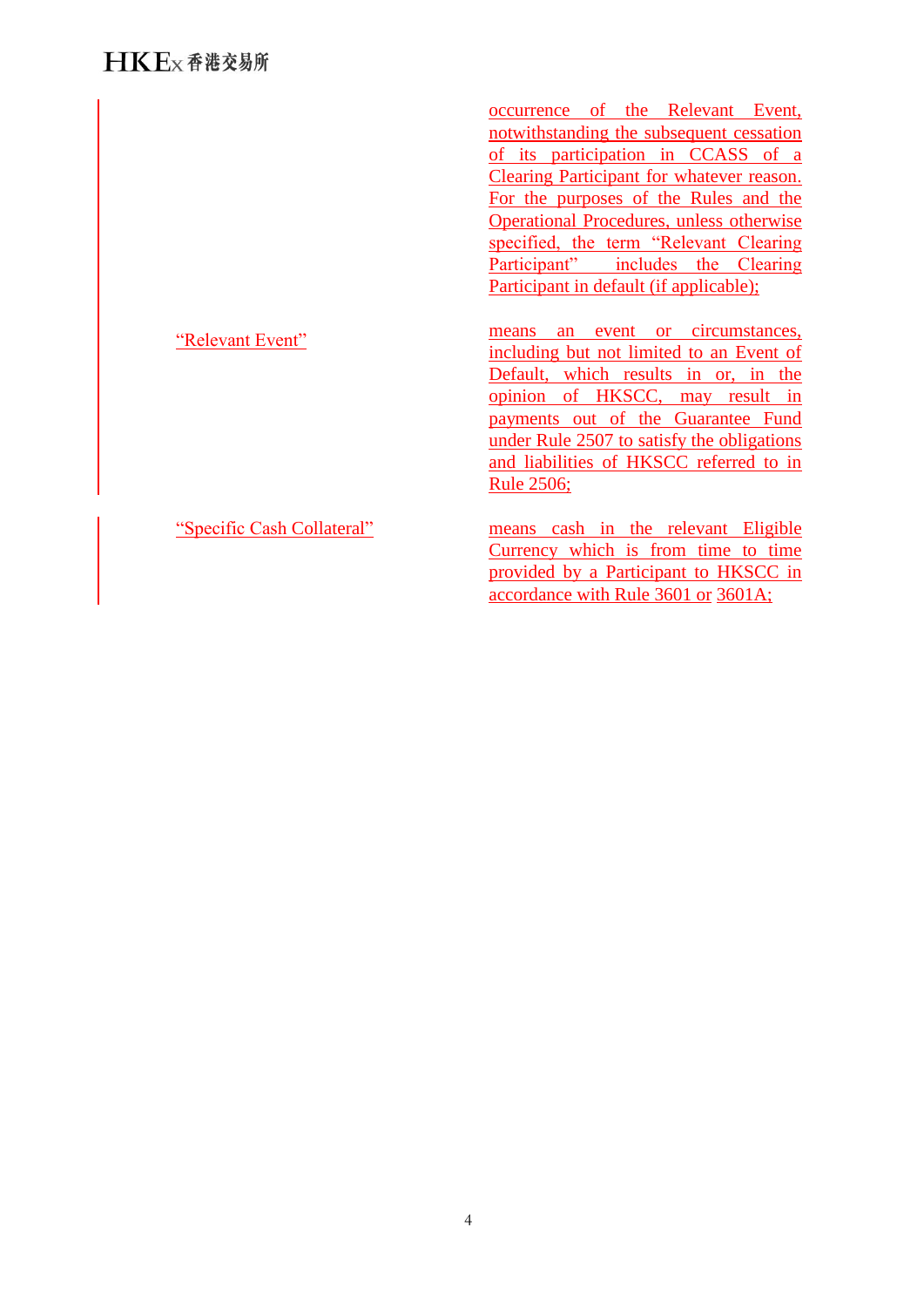| | |
|---|---|
| | occurrence of the Relevant Event, notwithstanding the subsequent cessation of its participation in CCASS of a Clearing Participant for whatever reason. For the purposes of the Rules and the Operational Procedures, unless otherwise specified, the term "Relevant Clearing Participant" includes the Clearing Participant in default (if applicable); |
| "Relevant Event" | means an event or circumstances, including but not limited to an Event of Default, which results in or, in the opinion of HKSCC, may result in payments out of the Guarantee Fund under Rule 2507 to satisfy the obligations and liabilities of HKSCC referred to in Rule 2506; |
| "Specific Cash Collateral" | means cash in the relevant Eligible Currency which is from time to time provided by a Participant to HKSCC in accordance with Rule 3601 or 3601A; |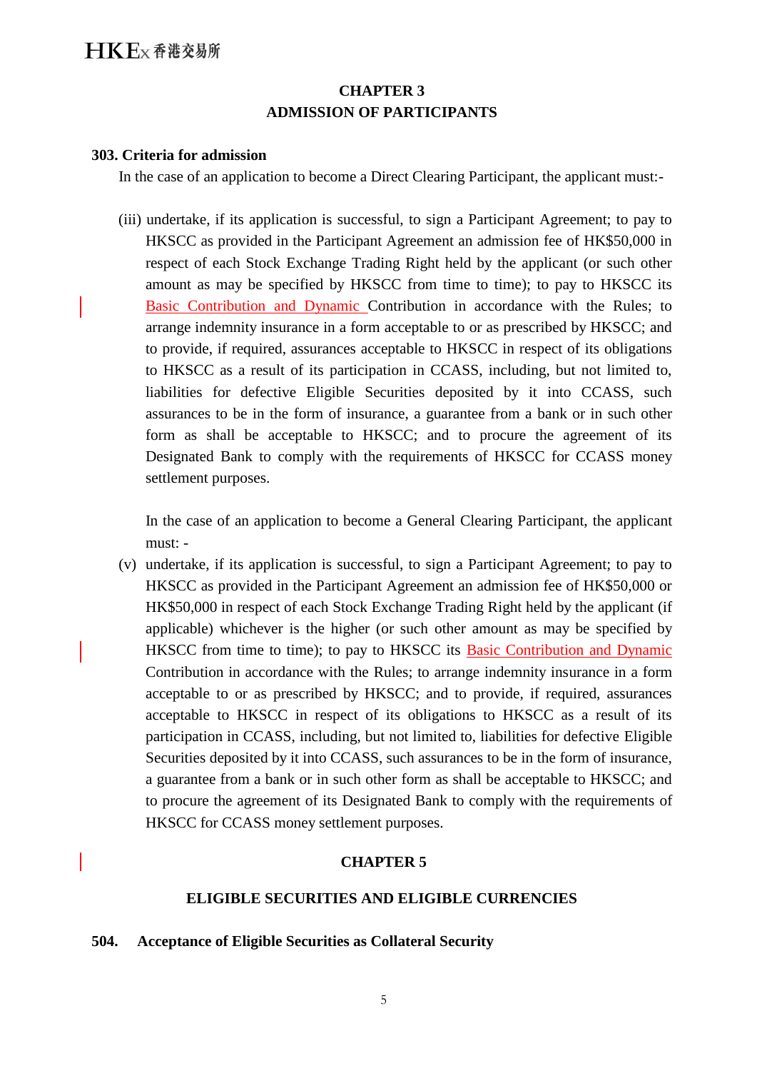## CHAPTER 3
## ADMISSION OF PARTICIPANTS

**303. Criteria for admission**

In the case of an application to become a Direct Clearing Participant, the applicant must:-

(iii) undertake, if its application is successful, to sign a Participant Agreement; to pay to HKSCC as provided in the Participant Agreement an admission fee of HK$50,000 in respect of each Stock Exchange Trading Right held by the applicant (or such other amount as may be specified by HKSCC from time to time); to pay to HKSCC its Basic Contribution and Dynamic Contribution in accordance with the Rules; to arrange indemnity insurance in a form acceptable to or as prescribed by HKSCC; and to provide, if required, assurances acceptable to HKSCC in respect of its obligations to HKSCC as a result of its participation in CCASS, including, but not limited to, liabilities for defective Eligible Securities deposited by it into CCASS, such assurances to be in the form of insurance, a guarantee from a bank or in such other form as shall be acceptable to HKSCC; and to procure the agreement of its Designated Bank to comply with the requirements of HKSCC for CCASS money settlement purposes.

In the case of an application to become a General Clearing Participant, the applicant must: -

(v) undertake, if its application is successful, to sign a Participant Agreement; to pay to HKSCC as provided in the Participant Agreement an admission fee of HK$50,000 or HK$50,000 in respect of each Stock Exchange Trading Right held by the applicant (if applicable) whichever is the higher (or such other amount as may be specified by HKSCC from time to time); to pay to HKSCC its Basic Contribution and Dynamic Contribution in accordance with the Rules; to arrange indemnity insurance in a form acceptable to or as prescribed by HKSCC; and to provide, if required, assurances acceptable to HKSCC in respect of its obligations to HKSCC as a result of its participation in CCASS, including, but not limited to, liabilities for defective Eligible Securities deposited by it into CCASS, such assurances to be in the form of insurance, a guarantee from a bank or in such other form as shall be acceptable to HKSCC; and to procure the agreement of its Designated Bank to comply with the requirements of HKSCC for CCASS money settlement purposes.

## CHAPTER 5

## ELIGIBLE SECURITIES AND ELIGIBLE CURRENCIES

**504. Acceptance of Eligible Securities as Collateral Security**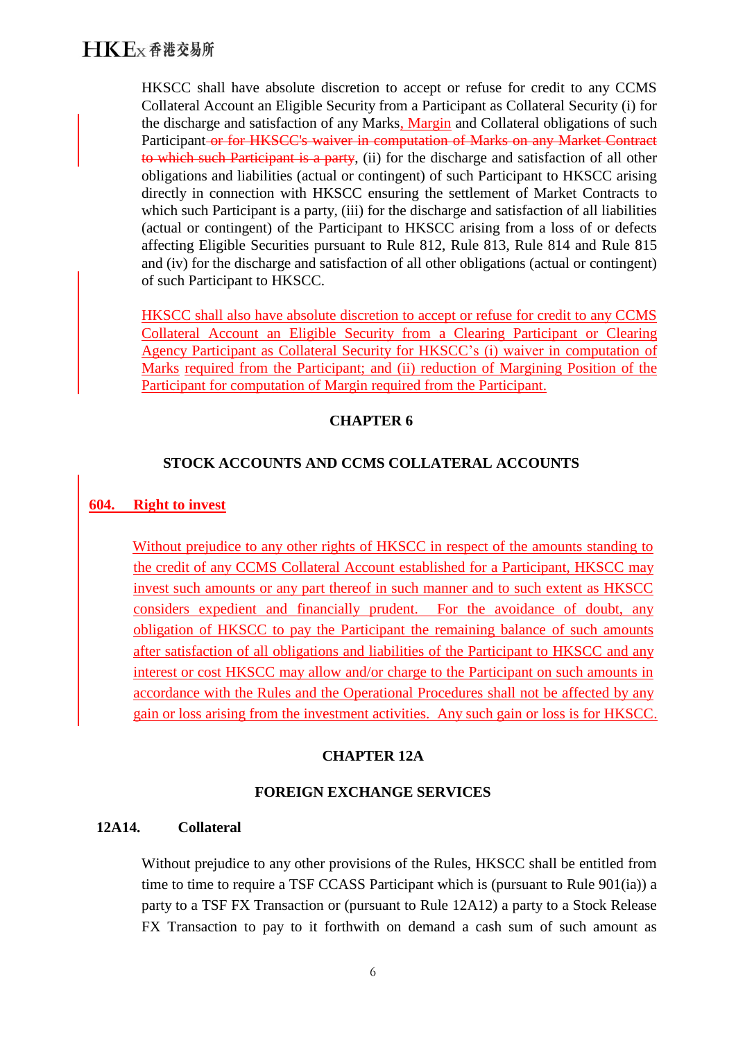HKSCC shall have absolute discretion to accept or refuse for credit to any CCMS Collateral Account an Eligible Security from a Participant as Collateral Security (i) for the discharge and satisfaction of any Marks, Margin and Collateral obligations of such Participant ~~or for HKSCC's waiver in computation of Marks on any Market Contract to which such Participant is a party~~, (ii) for the discharge and satisfaction of all other obligations and liabilities (actual or contingent) of such Participant to HKSCC arising directly in connection with HKSCC ensuring the settlement of Market Contracts to which such Participant is a party, (iii) for the discharge and satisfaction of all liabilities (actual or contingent) of the Participant to HKSCC arising from a loss of or defects affecting Eligible Securities pursuant to Rule 812, Rule 813, Rule 814 and Rule 815 and (iv) for the discharge and satisfaction of all other obligations (actual or contingent) of such Participant to HKSCC.

HKSCC shall also have absolute discretion to accept or refuse for credit to any CCMS Collateral Account an Eligible Security from a Clearing Participant or Clearing Agency Participant as Collateral Security for HKSCC's (i) waiver in computation of Marks required from the Participant; and (ii) reduction of Margining Position of the Participant for computation of Margin required from the Participant.

**CHAPTER 6**

**STOCK ACCOUNTS AND CCMS COLLATERAL ACCOUNTS**

**604. Right to invest**

Without prejudice to any other rights of HKSCC in respect of the amounts standing to the credit of any CCMS Collateral Account established for a Participant, HKSCC may invest such amounts or any part thereof in such manner and to such extent as HKSCC considers expedient and financially prudent. For the avoidance of doubt, any obligation of HKSCC to pay the Participant the remaining balance of such amounts after satisfaction of all obligations and liabilities of the Participant to HKSCC and any interest or cost HKSCC may allow and/or charge to the Participant on such amounts in accordance with the Rules and the Operational Procedures shall not be affected by any gain or loss arising from the investment activities. Any such gain or loss is for HKSCC.

**CHAPTER 12A**

**FOREIGN EXCHANGE SERVICES**

**12A14. Collateral**

Without prejudice to any other provisions of the Rules, HKSCC shall be entitled from time to time to require a TSF CCASS Participant which is (pursuant to Rule 901(ia)) a party to a TSF FX Transaction or (pursuant to Rule 12A12) a party to a Stock Release FX Transaction to pay to it forthwith on demand a cash sum of such amount as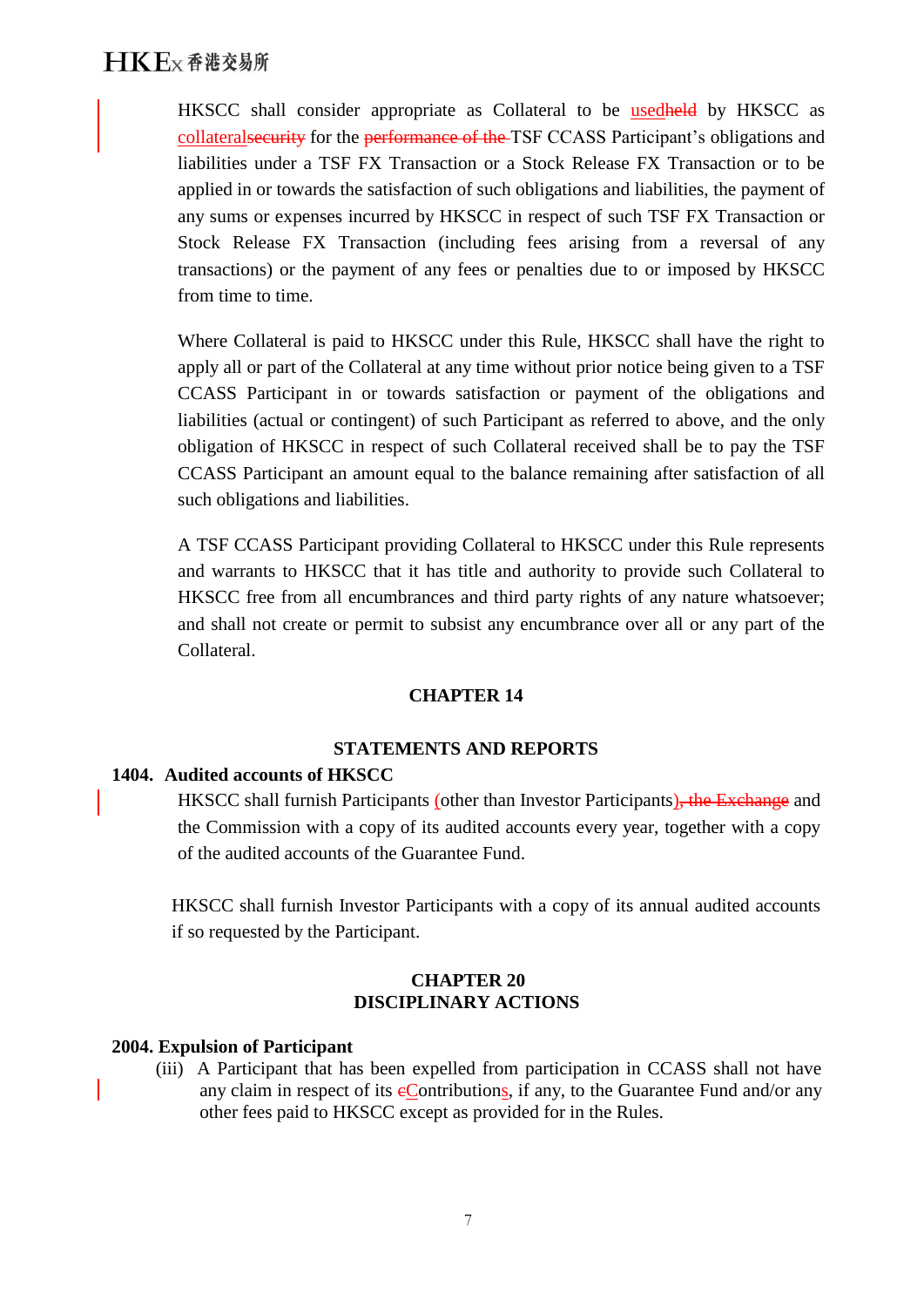HKSCC shall consider appropriate as Collateral to be usedheld by HKSCC as collateralsecurity for the performance of the TSF CCASS Participant's obligations and liabilities under a TSF FX Transaction or a Stock Release FX Transaction or to be applied in or towards the satisfaction of such obligations and liabilities, the payment of any sums or expenses incurred by HKSCC in respect of such TSF FX Transaction or Stock Release FX Transaction (including fees arising from a reversal of any transactions) or the payment of any fees or penalties due to or imposed by HKSCC from time to time.

Where Collateral is paid to HKSCC under this Rule, HKSCC shall have the right to apply all or part of the Collateral at any time without prior notice being given to a TSF CCASS Participant in or towards satisfaction or payment of the obligations and liabilities (actual or contingent) of such Participant as referred to above, and the only obligation of HKSCC in respect of such Collateral received shall be to pay the TSF CCASS Participant an amount equal to the balance remaining after satisfaction of all such obligations and liabilities.

A TSF CCASS Participant providing Collateral to HKSCC under this Rule represents and warrants to HKSCC that it has title and authority to provide such Collateral to HKSCC free from all encumbrances and third party rights of any nature whatsoever; and shall not create or permit to subsist any encumbrance over all or any part of the Collateral.

## CHAPTER 14

## STATEMENTS AND REPORTS

### 1404. Audited accounts of HKSCC

HKSCC shall furnish Participants (other than Investor Participants), the Exchange and the Commission with a copy of its audited accounts every year, together with a copy of the audited accounts of the Guarantee Fund.

HKSCC shall furnish Investor Participants with a copy of its annual audited accounts if so requested by the Participant.

## CHAPTER 20
## DISCIPLINARY ACTIONS

### 2004. Expulsion of Participant

(iii) A Participant that has been expelled from participation in CCASS shall not have any claim in respect of its cContributions, if any, to the Guarantee Fund and/or any other fees paid to HKSCC except as provided for in the Rules.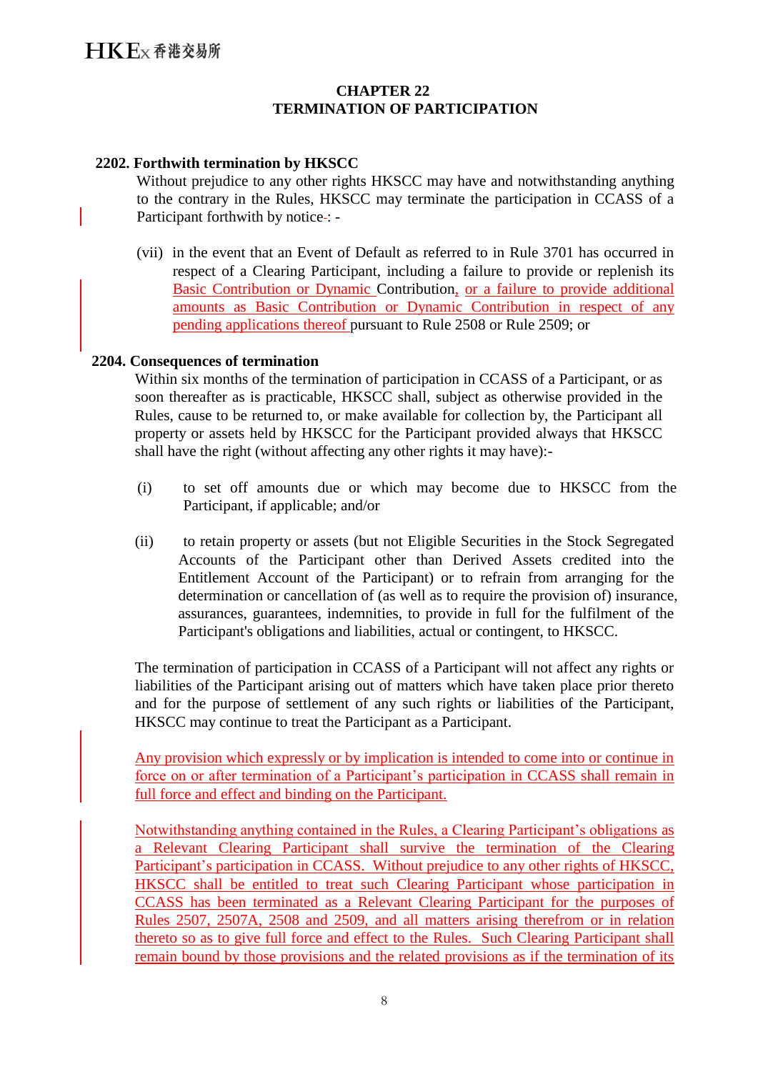# CHAPTER 22
# TERMINATION OF PARTICIPATION

**2202. Forthwith termination by HKSCC**

Without prejudice to any other rights HKSCC may have and notwithstanding anything to the contrary in the Rules, HKSCC may terminate the participation in CCASS of a Participant forthwith by notice: -

(vii) in the event that an Event of Default as referred to in Rule 3701 has occurred in respect of a Clearing Participant, including a failure to provide or replenish its Basic Contribution or Dynamic Contribution, or a failure to provide additional amounts as Basic Contribution or Dynamic Contribution in respect of any pending applications thereof pursuant to Rule 2508 or Rule 2509; or

**2204. Consequences of termination**

Within six months of the termination of participation in CCASS of a Participant, or as soon thereafter as is practicable, HKSCC shall, subject as otherwise provided in the Rules, cause to be returned to, or make available for collection by, the Participant all property or assets held by HKSCC for the Participant provided always that HKSCC shall have the right (without affecting any other rights it may have):-

(i) to set off amounts due or which may become due to HKSCC from the Participant, if applicable; and/or

(ii) to retain property or assets (but not Eligible Securities in the Stock Segregated Accounts of the Participant other than Derived Assets credited into the Entitlement Account of the Participant) or to refrain from arranging for the determination or cancellation of (as well as to require the provision of) insurance, assurances, guarantees, indemnities, to provide in full for the fulfilment of the Participant's obligations and liabilities, actual or contingent, to HKSCC.

The termination of participation in CCASS of a Participant will not affect any rights or liabilities of the Participant arising out of matters which have taken place prior thereto and for the purpose of settlement of any such rights or liabilities of the Participant, HKSCC may continue to treat the Participant as a Participant.

Any provision which expressly or by implication is intended to come into or continue in force on or after termination of a Participant's participation in CCASS shall remain in full force and effect and binding on the Participant.

Notwithstanding anything contained in the Rules, a Clearing Participant's obligations as a Relevant Clearing Participant shall survive the termination of the Clearing Participant's participation in CCASS. Without prejudice to any other rights of HKSCC, HKSCC shall be entitled to treat such Clearing Participant whose participation in CCASS has been terminated as a Relevant Clearing Participant for the purposes of Rules 2507, 2507A, 2508 and 2509, and all matters arising therefrom or in relation thereto so as to give full force and effect to the Rules. Such Clearing Participant shall remain bound by those provisions and the related provisions as if the termination of its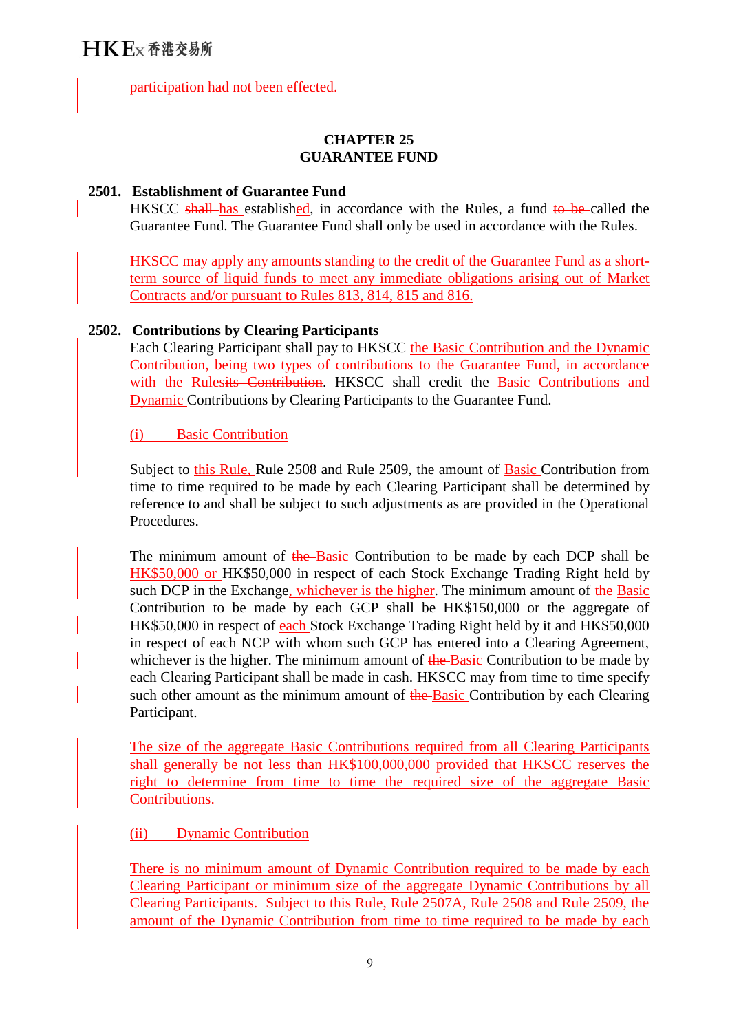participation had not been effected.

**CHAPTER 25**
**GUARANTEE FUND**

**2501. Establishment of Guarantee Fund**

HKSCC ~~shall~~ has established, in accordance with the Rules, a fund ~~to be~~ called the Guarantee Fund. The Guarantee Fund shall only be used in accordance with the Rules.

HKSCC may apply any amounts standing to the credit of the Guarantee Fund as a short-term source of liquid funds to meet any immediate obligations arising out of Market Contracts and/or pursuant to Rules 813, 814, 815 and 816.

**2502. Contributions by Clearing Participants**

Each Clearing Participant shall pay to HKSCC the Basic Contribution and the Dynamic Contribution, being two types of contributions to the Guarantee Fund, in accordance with the Rules~~its Contribution~~. HKSCC shall credit the Basic Contributions and Dynamic Contributions by Clearing Participants to the Guarantee Fund.

(i) Basic Contribution

Subject to this Rule, Rule 2508 and Rule 2509, the amount of Basic Contribution from time to time required to be made by each Clearing Participant shall be determined by reference to and shall be subject to such adjustments as are provided in the Operational Procedures.

The minimum amount of ~~the~~ Basic Contribution to be made by each DCP shall be HK$50,000 or HK$50,000 in respect of each Stock Exchange Trading Right held by such DCP in the Exchange, whichever is the higher. The minimum amount of ~~the~~ Basic Contribution to be made by each GCP shall be HK$150,000 or the aggregate of HK$50,000 in respect of each Stock Exchange Trading Right held by it and HK$50,000 in respect of each NCP with whom such GCP has entered into a Clearing Agreement, whichever is the higher. The minimum amount of ~~the~~ Basic Contribution to be made by each Clearing Participant shall be made in cash. HKSCC may from time to time specify such other amount as the minimum amount of ~~the~~ Basic Contribution by each Clearing Participant.

The size of the aggregate Basic Contributions required from all Clearing Participants shall generally be not less than HK$100,000,000 provided that HKSCC reserves the right to determine from time to time the required size of the aggregate Basic Contributions.

(ii) Dynamic Contribution

There is no minimum amount of Dynamic Contribution required to be made by each Clearing Participant or minimum size of the aggregate Dynamic Contributions by all Clearing Participants. Subject to this Rule, Rule 2507A, Rule 2508 and Rule 2509, the amount of the Dynamic Contribution from time to time required to be made by each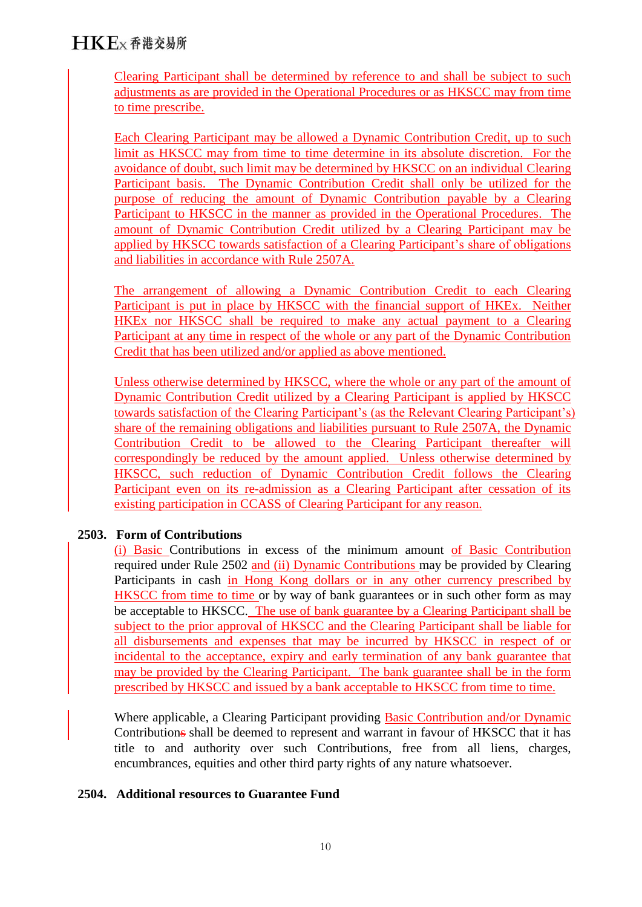Clearing Participant shall be determined by reference to and shall be subject to such adjustments as are provided in the Operational Procedures or as HKSCC may from time to time prescribe.

Each Clearing Participant may be allowed a Dynamic Contribution Credit, up to such limit as HKSCC may from time to time determine in its absolute discretion. For the avoidance of doubt, such limit may be determined by HKSCC on an individual Clearing Participant basis. The Dynamic Contribution Credit shall only be utilized for the purpose of reducing the amount of Dynamic Contribution payable by a Clearing Participant to HKSCC in the manner as provided in the Operational Procedures. The amount of Dynamic Contribution Credit utilized by a Clearing Participant may be applied by HKSCC towards satisfaction of a Clearing Participant's share of obligations and liabilities in accordance with Rule 2507A.

The arrangement of allowing a Dynamic Contribution Credit to each Clearing Participant is put in place by HKSCC with the financial support of HKEx. Neither HKEx nor HKSCC shall be required to make any actual payment to a Clearing Participant at any time in respect of the whole or any part of the Dynamic Contribution Credit that has been utilized and/or applied as above mentioned.

Unless otherwise determined by HKSCC, where the whole or any part of the amount of Dynamic Contribution Credit utilized by a Clearing Participant is applied by HKSCC towards satisfaction of the Clearing Participant's (as the Relevant Clearing Participant's) share of the remaining obligations and liabilities pursuant to Rule 2507A, the Dynamic Contribution Credit to be allowed to the Clearing Participant thereafter will correspondingly be reduced by the amount applied. Unless otherwise determined by HKSCC, such reduction of Dynamic Contribution Credit follows the Clearing Participant even on its re-admission as a Clearing Participant after cessation of its existing participation in CCASS of Clearing Participant for any reason.

**2503. Form of Contributions**

(i) Basic Contributions in excess of the minimum amount of Basic Contribution required under Rule 2502 and (ii) Dynamic Contributions may be provided by Clearing Participants in cash in Hong Kong dollars or in any other currency prescribed by HKSCC from time to time or by way of bank guarantees or in such other form as may be acceptable to HKSCC. The use of bank guarantee by a Clearing Participant shall be subject to the prior approval of HKSCC and the Clearing Participant shall be liable for all disbursements and expenses that may be incurred by HKSCC in respect of or incidental to the acceptance, expiry and early termination of any bank guarantee that may be provided by the Clearing Participant. The bank guarantee shall be in the form prescribed by HKSCC and issued by a bank acceptable to HKSCC from time to time.

Where applicable, a Clearing Participant providing Basic Contribution and/or Dynamic Contribution~~s~~ shall be deemed to represent and warrant in favour of HKSCC that it has title to and authority over such Contributions, free from all liens, charges, encumbrances, equities and other third party rights of any nature whatsoever.

**2504. Additional resources to Guarantee Fund**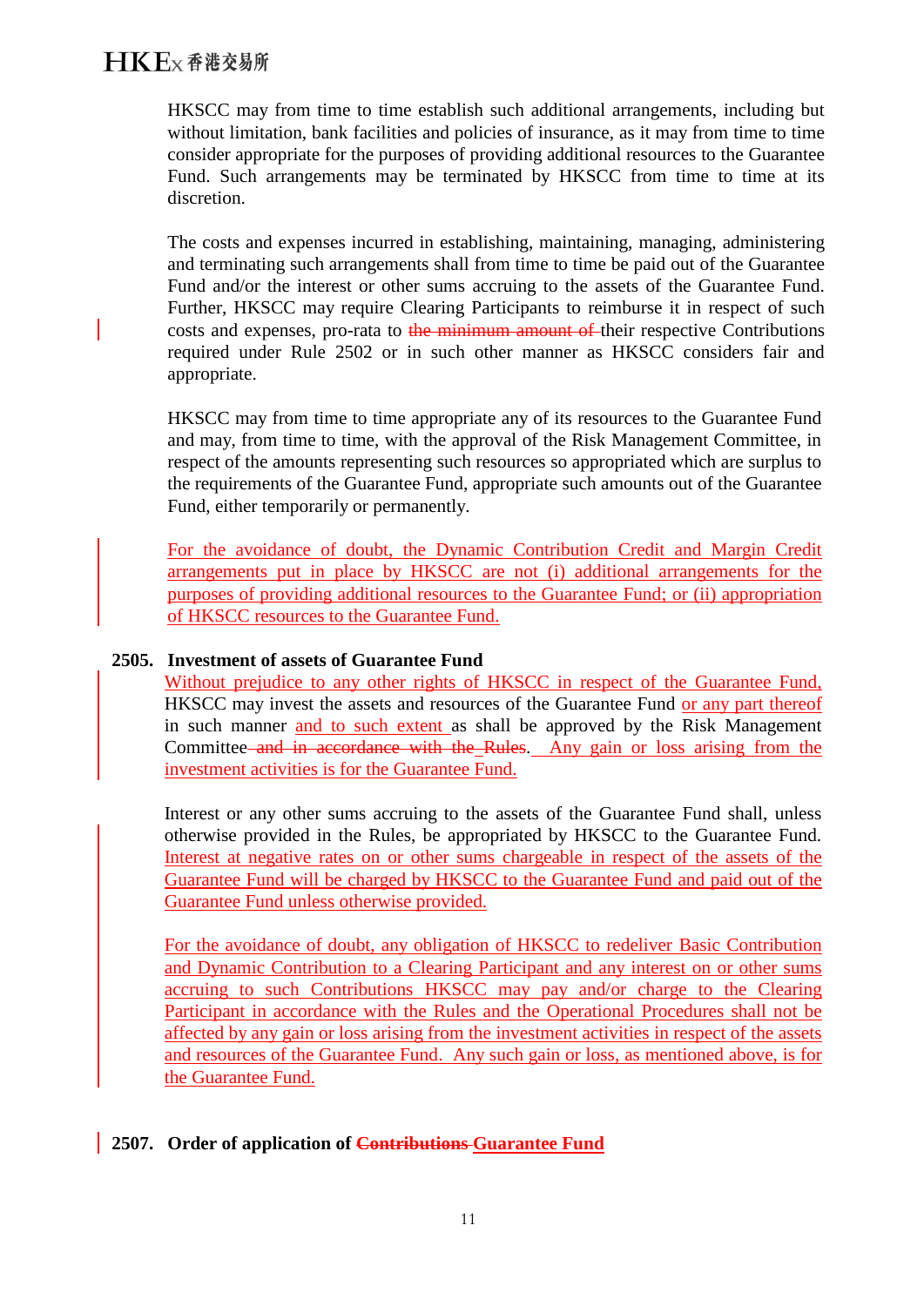HKSCC may from time to time establish such additional arrangements, including but without limitation, bank facilities and policies of insurance, as it may from time to time consider appropriate for the purposes of providing additional resources to the Guarantee Fund. Such arrangements may be terminated by HKSCC from time to time at its discretion.

The costs and expenses incurred in establishing, maintaining, managing, administering and terminating such arrangements shall from time to time be paid out of the Guarantee Fund and/or the interest or other sums accruing to the assets of the Guarantee Fund. Further, HKSCC may require Clearing Participants to reimburse it in respect of such costs and expenses, pro-rata to ~~the minimum amount of~~ their respective Contributions required under Rule 2502 or in such other manner as HKSCC considers fair and appropriate.

HKSCC may from time to time appropriate any of its resources to the Guarantee Fund and may, from time to time, with the approval of the Risk Management Committee, in respect of the amounts representing such resources so appropriated which are surplus to the requirements of the Guarantee Fund, appropriate such amounts out of the Guarantee Fund, either temporarily or permanently.

For the avoidance of doubt, the Dynamic Contribution Credit and Margin Credit arrangements put in place by HKSCC are not (i) additional arrangements for the purposes of providing additional resources to the Guarantee Fund; or (ii) appropriation of HKSCC resources to the Guarantee Fund.

**2505. Investment of assets of Guarantee Fund**

Without prejudice to any other rights of HKSCC in respect of the Guarantee Fund, HKSCC may invest the assets and resources of the Guarantee Fund or any part thereof in such manner and to such extent as shall be approved by the Risk Management Committee ~~and in accordance with the Rules~~. Any gain or loss arising from the investment activities is for the Guarantee Fund.

Interest or any other sums accruing to the assets of the Guarantee Fund shall, unless otherwise provided in the Rules, be appropriated by HKSCC to the Guarantee Fund. Interest at negative rates on or other sums chargeable in respect of the assets of the Guarantee Fund will be charged by HKSCC to the Guarantee Fund and paid out of the Guarantee Fund unless otherwise provided.

For the avoidance of doubt, any obligation of HKSCC to redeliver Basic Contribution and Dynamic Contribution to a Clearing Participant and any interest on or other sums accruing to such Contributions HKSCC may pay and/or charge to the Clearing Participant in accordance with the Rules and the Operational Procedures shall not be affected by any gain or loss arising from the investment activities in respect of the assets and resources of the Guarantee Fund. Any such gain or loss, as mentioned above, is for the Guarantee Fund.

**2507. Order of application of ~~Contributions~~ Guarantee Fund**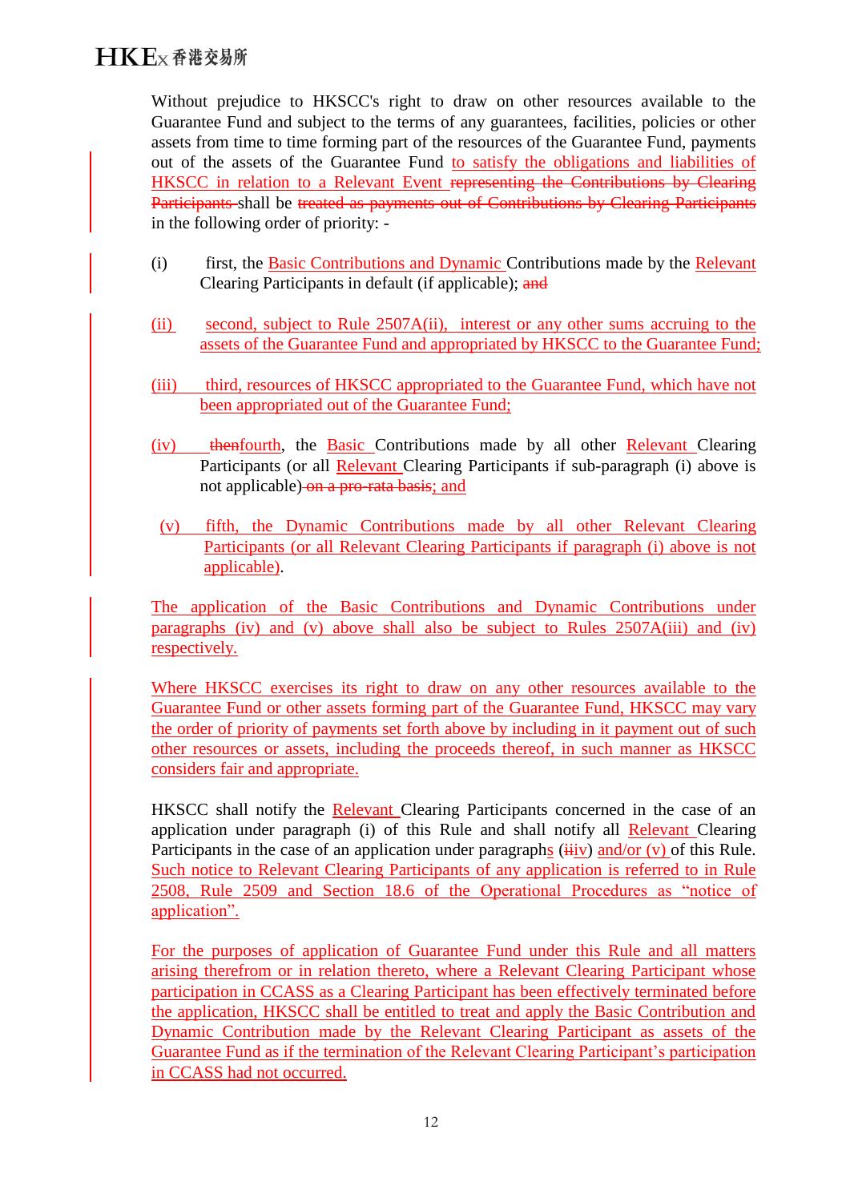Without prejudice to HKSCC's right to draw on other resources available to the Guarantee Fund and subject to the terms of any guarantees, facilities, policies or other assets from time to time forming part of the resources of the Guarantee Fund, payments out of the assets of the Guarantee Fund to satisfy the obligations and liabilities of HKSCC in relation to a Relevant Event ~~representing the Contributions by Clearing Participants~~ shall be ~~treated as payments out of Contributions by Clearing Participants~~ in the following order of priority: -

(i) first, the Basic Contributions and Dynamic Contributions made by the Relevant Clearing Participants in default (if applicable); ~~and~~

(ii) second, subject to Rule 2507A(ii), interest or any other sums accruing to the assets of the Guarantee Fund and appropriated by HKSCC to the Guarantee Fund;

(iii) third, resources of HKSCC appropriated to the Guarantee Fund, which have not been appropriated out of the Guarantee Fund;

(iv) ~~then~~fourth, the Basic Contributions made by all other Relevant Clearing Participants (or all Relevant Clearing Participants if sub-paragraph (i) above is not applicable) ~~on a pro-rata basis~~; and

(v) fifth, the Dynamic Contributions made by all other Relevant Clearing Participants (or all Relevant Clearing Participants if paragraph (i) above is not applicable).

The application of the Basic Contributions and Dynamic Contributions under paragraphs (iv) and (v) above shall also be subject to Rules 2507A(iii) and (iv) respectively.

Where HKSCC exercises its right to draw on any other resources available to the Guarantee Fund or other assets forming part of the Guarantee Fund, HKSCC may vary the order of priority of payments set forth above by including in it payment out of such other resources or assets, including the proceeds thereof, in such manner as HKSCC considers fair and appropriate.

HKSCC shall notify the Relevant Clearing Participants concerned in the case of an application under paragraph (i) of this Rule and shall notify all Relevant Clearing Participants in the case of an application under paragraphs (~~ii~~iv) and/or (v) of this Rule. Such notice to Relevant Clearing Participants of any application is referred to in Rule 2508, Rule 2509 and Section 18.6 of the Operational Procedures as "notice of application".

For the purposes of application of Guarantee Fund under this Rule and all matters arising therefrom or in relation thereto, where a Relevant Clearing Participant whose participation in CCASS as a Clearing Participant has been effectively terminated before the application, HKSCC shall be entitled to treat and apply the Basic Contribution and Dynamic Contribution made by the Relevant Clearing Participant as assets of the Guarantee Fund as if the termination of the Relevant Clearing Participant's participation in CCASS had not occurred.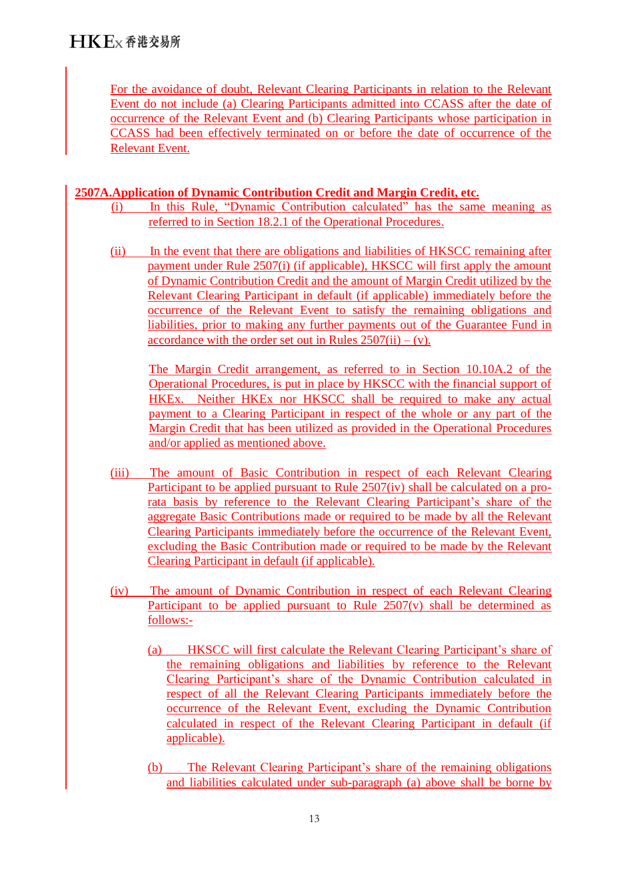For the avoidance of doubt, Relevant Clearing Participants in relation to the Relevant Event do not include (a) Clearing Participants admitted into CCASS after the date of occurrence of the Relevant Event and (b) Clearing Participants whose participation in CCASS had been effectively terminated on or before the date of occurrence of the Relevant Event.

**2507A. Application of Dynamic Contribution Credit and Margin Credit, etc.**

(i) In this Rule, "Dynamic Contribution calculated" has the same meaning as referred to in Section 18.2.1 of the Operational Procedures.

(ii) In the event that there are obligations and liabilities of HKSCC remaining after payment under Rule 2507(i) (if applicable), HKSCC will first apply the amount of Dynamic Contribution Credit and the amount of Margin Credit utilized by the Relevant Clearing Participant in default (if applicable) immediately before the occurrence of the Relevant Event to satisfy the remaining obligations and liabilities, prior to making any further payments out of the Guarantee Fund in accordance with the order set out in Rules 2507(ii) – (v).

The Margin Credit arrangement, as referred to in Section 10.10A.2 of the Operational Procedures, is put in place by HKSCC with the financial support of HKEx. Neither HKEx nor HKSCC shall be required to make any actual payment to a Clearing Participant in respect of the whole or any part of the Margin Credit that has been utilized as provided in the Operational Procedures and/or applied as mentioned above.

(iii) The amount of Basic Contribution in respect of each Relevant Clearing Participant to be applied pursuant to Rule 2507(iv) shall be calculated on a pro-rata basis by reference to the Relevant Clearing Participant's share of the aggregate Basic Contributions made or required to be made by all the Relevant Clearing Participants immediately before the occurrence of the Relevant Event, excluding the Basic Contribution made or required to be made by the Relevant Clearing Participant in default (if applicable).

(iv) The amount of Dynamic Contribution in respect of each Relevant Clearing Participant to be applied pursuant to Rule 2507(v) shall be determined as follows:-

(a) HKSCC will first calculate the Relevant Clearing Participant's share of the remaining obligations and liabilities by reference to the Relevant Clearing Participant's share of the Dynamic Contribution calculated in respect of all the Relevant Clearing Participants immediately before the occurrence of the Relevant Event, excluding the Dynamic Contribution calculated in respect of the Relevant Clearing Participant in default (if applicable).

(b) The Relevant Clearing Participant's share of the remaining obligations and liabilities calculated under sub-paragraph (a) above shall be borne by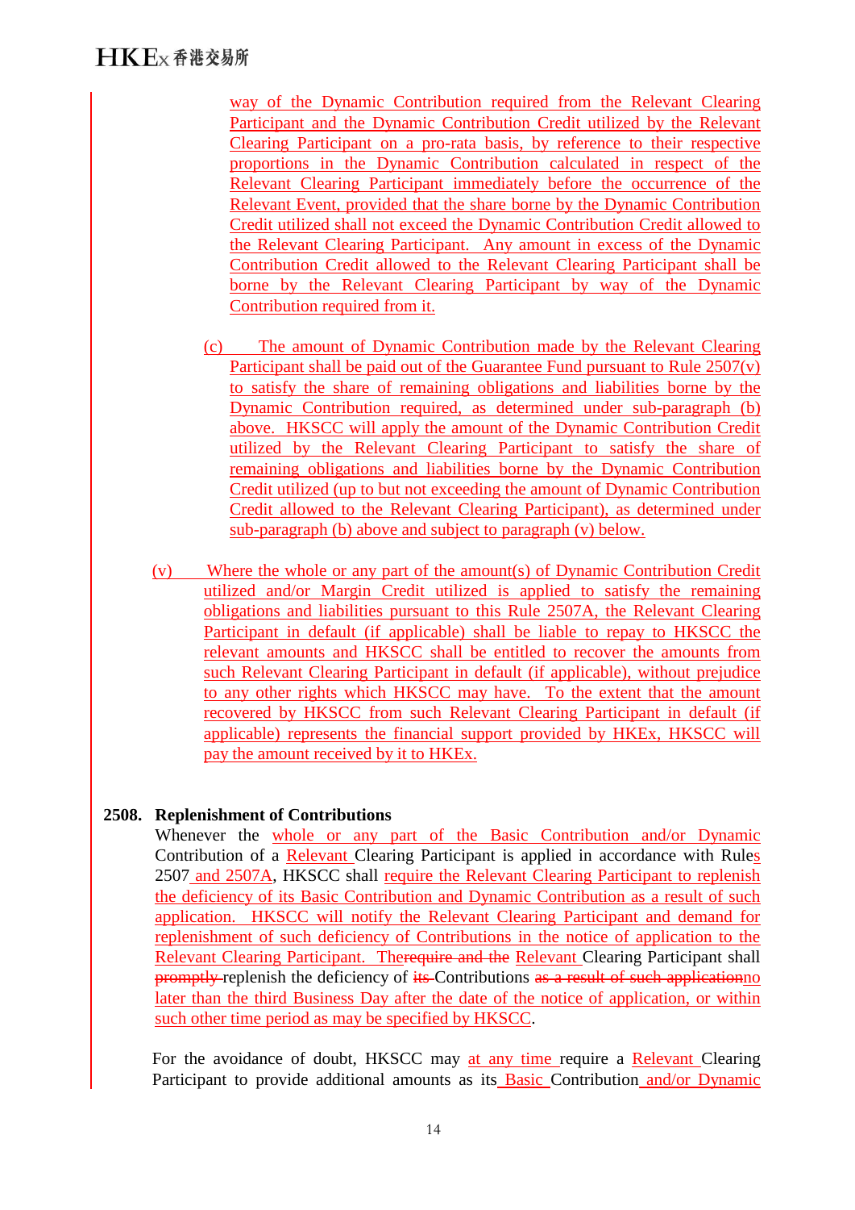way of the Dynamic Contribution required from the Relevant Clearing Participant and the Dynamic Contribution Credit utilized by the Relevant Clearing Participant on a pro-rata basis, by reference to their respective proportions in the Dynamic Contribution calculated in respect of the Relevant Clearing Participant immediately before the occurrence of the Relevant Event, provided that the share borne by the Dynamic Contribution Credit utilized shall not exceed the Dynamic Contribution Credit allowed to the Relevant Clearing Participant. Any amount in excess of the Dynamic Contribution Credit allowed to the Relevant Clearing Participant shall be borne by the Relevant Clearing Participant by way of the Dynamic Contribution required from it.

(c) The amount of Dynamic Contribution made by the Relevant Clearing Participant shall be paid out of the Guarantee Fund pursuant to Rule 2507(v) to satisfy the share of remaining obligations and liabilities borne by the Dynamic Contribution required, as determined under sub-paragraph (b) above. HKSCC will apply the amount of the Dynamic Contribution Credit utilized by the Relevant Clearing Participant to satisfy the share of remaining obligations and liabilities borne by the Dynamic Contribution Credit utilized (up to but not exceeding the amount of Dynamic Contribution Credit allowed to the Relevant Clearing Participant), as determined under sub-paragraph (b) above and subject to paragraph (v) below.

(v) Where the whole or any part of the amount(s) of Dynamic Contribution Credit utilized and/or Margin Credit utilized is applied to satisfy the remaining obligations and liabilities pursuant to this Rule 2507A, the Relevant Clearing Participant in default (if applicable) shall be liable to repay to HKSCC the relevant amounts and HKSCC shall be entitled to recover the amounts from such Relevant Clearing Participant in default (if applicable), without prejudice to any other rights which HKSCC may have. To the extent that the amount recovered by HKSCC from such Relevant Clearing Participant in default (if applicable) represents the financial support provided by HKEx, HKSCC will pay the amount received by it to HKEx.

**2508. Replenishment of Contributions**

Whenever the whole or any part of the Basic Contribution and/or Dynamic Contribution of a Relevant Clearing Participant is applied in accordance with Rules 2507 and 2507A, HKSCC shall require the Relevant Clearing Participant to replenish the deficiency of its Basic Contribution and Dynamic Contribution as a result of such application. HKSCC will notify the Relevant Clearing Participant and demand for replenishment of such deficiency of Contributions in the notice of application to the Relevant Clearing Participant. The~~require and the~~ Relevant Clearing Participant shall ~~promptly~~ replenish the deficiency of ~~its~~ Contributions ~~as a result of such application~~no later than the third Business Day after the date of the notice of application, or within such other time period as may be specified by HKSCC.

For the avoidance of doubt, HKSCC may at any time require a Relevant Clearing Participant to provide additional amounts as its Basic Contribution and/or Dynamic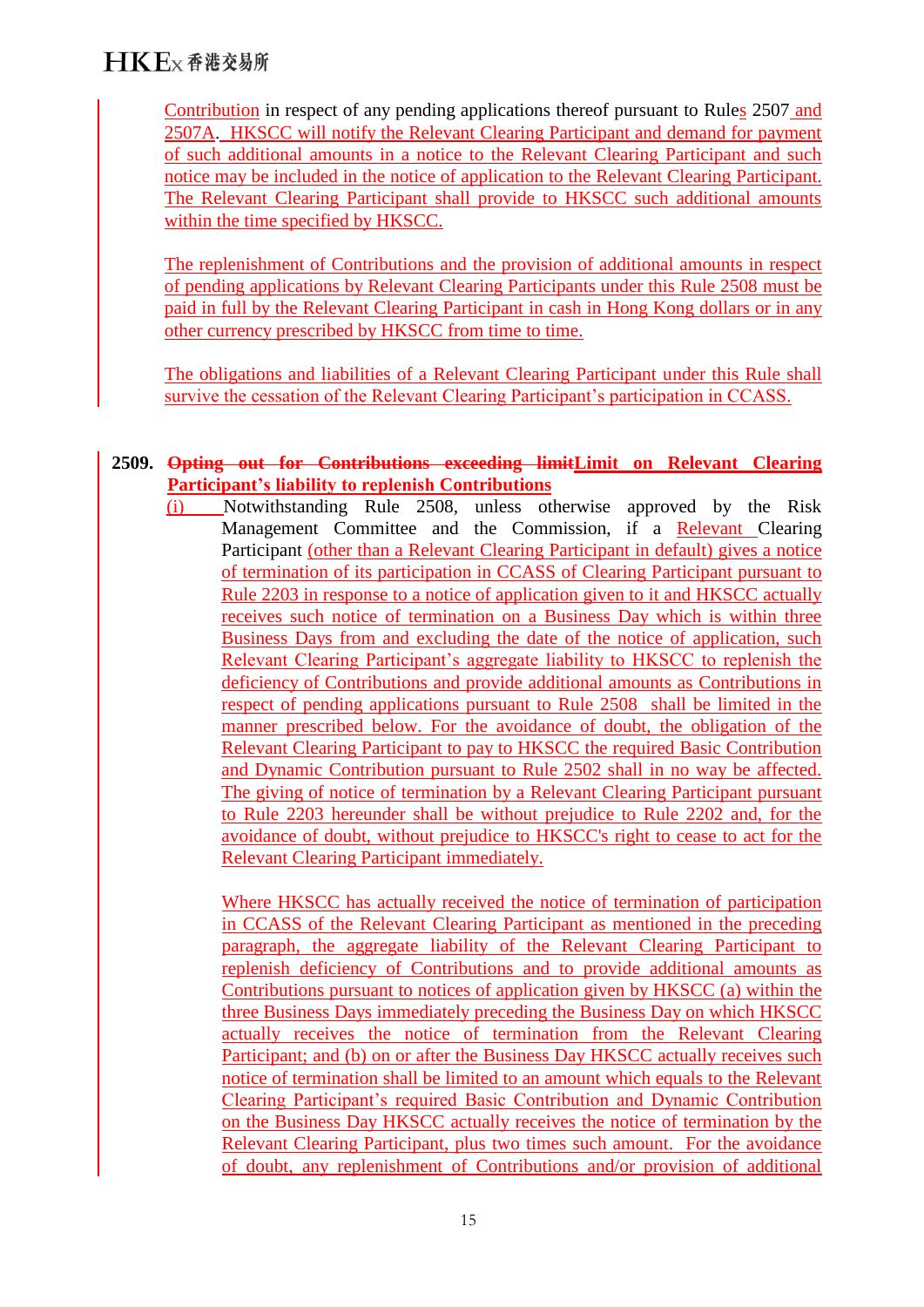Contribution in respect of any pending applications thereof pursuant to Rules 2507 and 2507A. HKSCC will notify the Relevant Clearing Participant and demand for payment of such additional amounts in a notice to the Relevant Clearing Participant and such notice may be included in the notice of application to the Relevant Clearing Participant. The Relevant Clearing Participant shall provide to HKSCC such additional amounts within the time specified by HKSCC.

The replenishment of Contributions and the provision of additional amounts in respect of pending applications by Relevant Clearing Participants under this Rule 2508 must be paid in full by the Relevant Clearing Participant in cash in Hong Kong dollars or in any other currency prescribed by HKSCC from time to time.

The obligations and liabilities of a Relevant Clearing Participant under this Rule shall survive the cessation of the Relevant Clearing Participant's participation in CCASS.

**2509. ~~Opting out for Contributions exceeding limit~~Limit on Relevant Clearing Participant's liability to replenish Contributions**

(i) Notwithstanding Rule 2508, unless otherwise approved by the Risk Management Committee and the Commission, if a Relevant Clearing Participant (other than a Relevant Clearing Participant in default) gives a notice of termination of its participation in CCASS of Clearing Participant pursuant to Rule 2203 in response to a notice of application given to it and HKSCC actually receives such notice of termination on a Business Day which is within three Business Days from and excluding the date of the notice of application, such Relevant Clearing Participant's aggregate liability to HKSCC to replenish the deficiency of Contributions and provide additional amounts as Contributions in respect of pending applications pursuant to Rule 2508 shall be limited in the manner prescribed below. For the avoidance of doubt, the obligation of the Relevant Clearing Participant to pay to HKSCC the required Basic Contribution and Dynamic Contribution pursuant to Rule 2502 shall in no way be affected. The giving of notice of termination by a Relevant Clearing Participant pursuant to Rule 2203 hereunder shall be without prejudice to Rule 2202 and, for the avoidance of doubt, without prejudice to HKSCC's right to cease to act for the Relevant Clearing Participant immediately.

Where HKSCC has actually received the notice of termination of participation in CCASS of the Relevant Clearing Participant as mentioned in the preceding paragraph, the aggregate liability of the Relevant Clearing Participant to replenish deficiency of Contributions and to provide additional amounts as Contributions pursuant to notices of application given by HKSCC (a) within the three Business Days immediately preceding the Business Day on which HKSCC actually receives the notice of termination from the Relevant Clearing Participant; and (b) on or after the Business Day HKSCC actually receives such notice of termination shall be limited to an amount which equals to the Relevant Clearing Participant's required Basic Contribution and Dynamic Contribution on the Business Day HKSCC actually receives the notice of termination by the Relevant Clearing Participant, plus two times such amount. For the avoidance of doubt, any replenishment of Contributions and/or provision of additional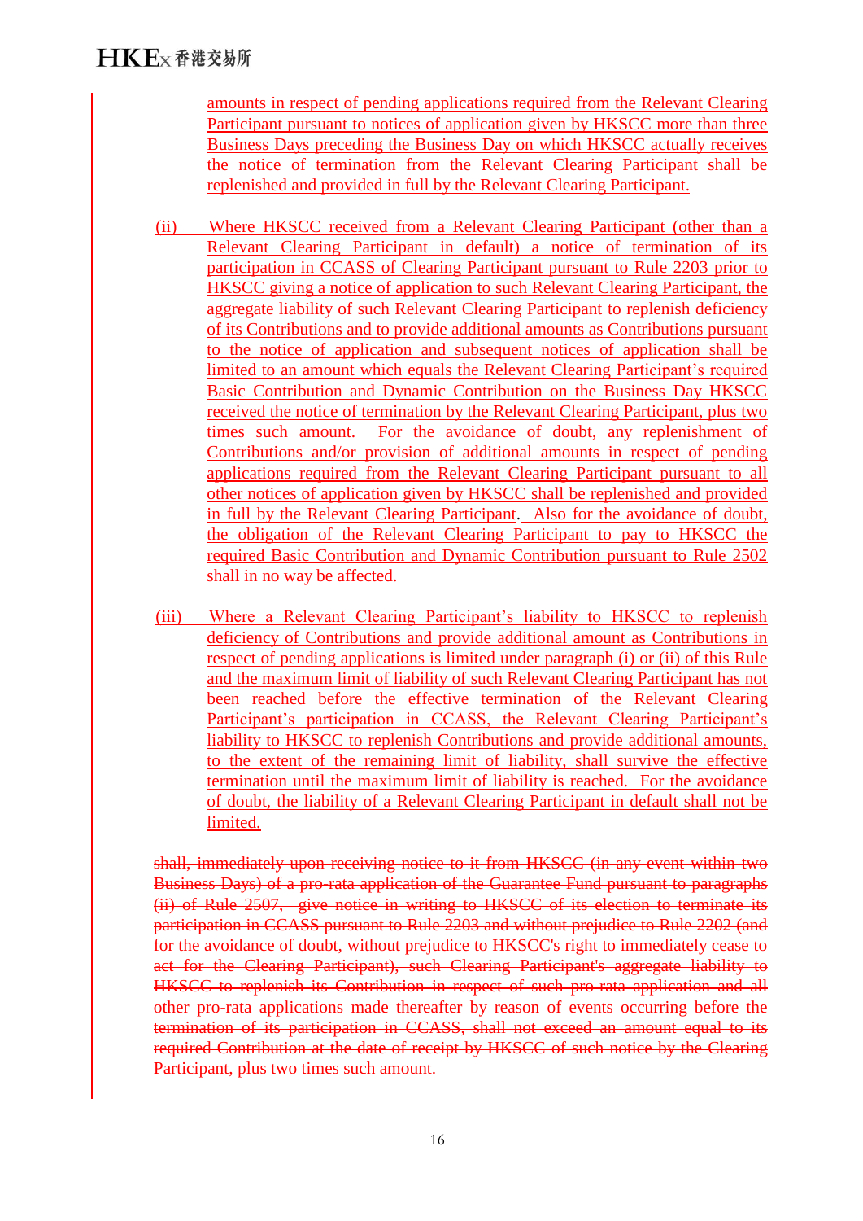amounts in respect of pending applications required from the Relevant Clearing Participant pursuant to notices of application given by HKSCC more than three Business Days preceding the Business Day on which HKSCC actually receives the notice of termination from the Relevant Clearing Participant shall be replenished and provided in full by the Relevant Clearing Participant.

(ii) Where HKSCC received from a Relevant Clearing Participant (other than a Relevant Clearing Participant in default) a notice of termination of its participation in CCASS of Clearing Participant pursuant to Rule 2203 prior to HKSCC giving a notice of application to such Relevant Clearing Participant, the aggregate liability of such Relevant Clearing Participant to replenish deficiency of its Contributions and to provide additional amounts as Contributions pursuant to the notice of application and subsequent notices of application shall be limited to an amount which equals the Relevant Clearing Participant's required Basic Contribution and Dynamic Contribution on the Business Day HKSCC received the notice of termination by the Relevant Clearing Participant, plus two times such amount. For the avoidance of doubt, any replenishment of Contributions and/or provision of additional amounts in respect of pending applications required from the Relevant Clearing Participant pursuant to all other notices of application given by HKSCC shall be replenished and provided in full by the Relevant Clearing Participant. Also for the avoidance of doubt, the obligation of the Relevant Clearing Participant to pay to HKSCC the required Basic Contribution and Dynamic Contribution pursuant to Rule 2502 shall in no way be affected.

(iii) Where a Relevant Clearing Participant's liability to HKSCC to replenish deficiency of Contributions and provide additional amount as Contributions in respect of pending applications is limited under paragraph (i) or (ii) of this Rule and the maximum limit of liability of such Relevant Clearing Participant has not been reached before the effective termination of the Relevant Clearing Participant's participation in CCASS, the Relevant Clearing Participant's liability to HKSCC to replenish Contributions and provide additional amounts, to the extent of the remaining limit of liability, shall survive the effective termination until the maximum limit of liability is reached. For the avoidance of doubt, the liability of a Relevant Clearing Participant in default shall not be limited.

~~shall, immediately upon receiving notice to it from HKSCC (in any event within two Business Days) of a pro-rata application of the Guarantee Fund pursuant to paragraphs (ii) of Rule 2507, give notice in writing to HKSCC of its election to terminate its participation in CCASS pursuant to Rule 2203 and without prejudice to Rule 2202 (and for the avoidance of doubt, without prejudice to HKSCC's right to immediately cease to act for the Clearing Participant), such Clearing Participant's aggregate liability to HKSCC to replenish its Contribution in respect of such pro-rata application and all other pro-rata applications made thereafter by reason of events occurring before the termination of its participation in CCASS, shall not exceed an amount equal to its required Contribution at the date of receipt by HKSCC of such notice by the Clearing Participant, plus two times such amount.~~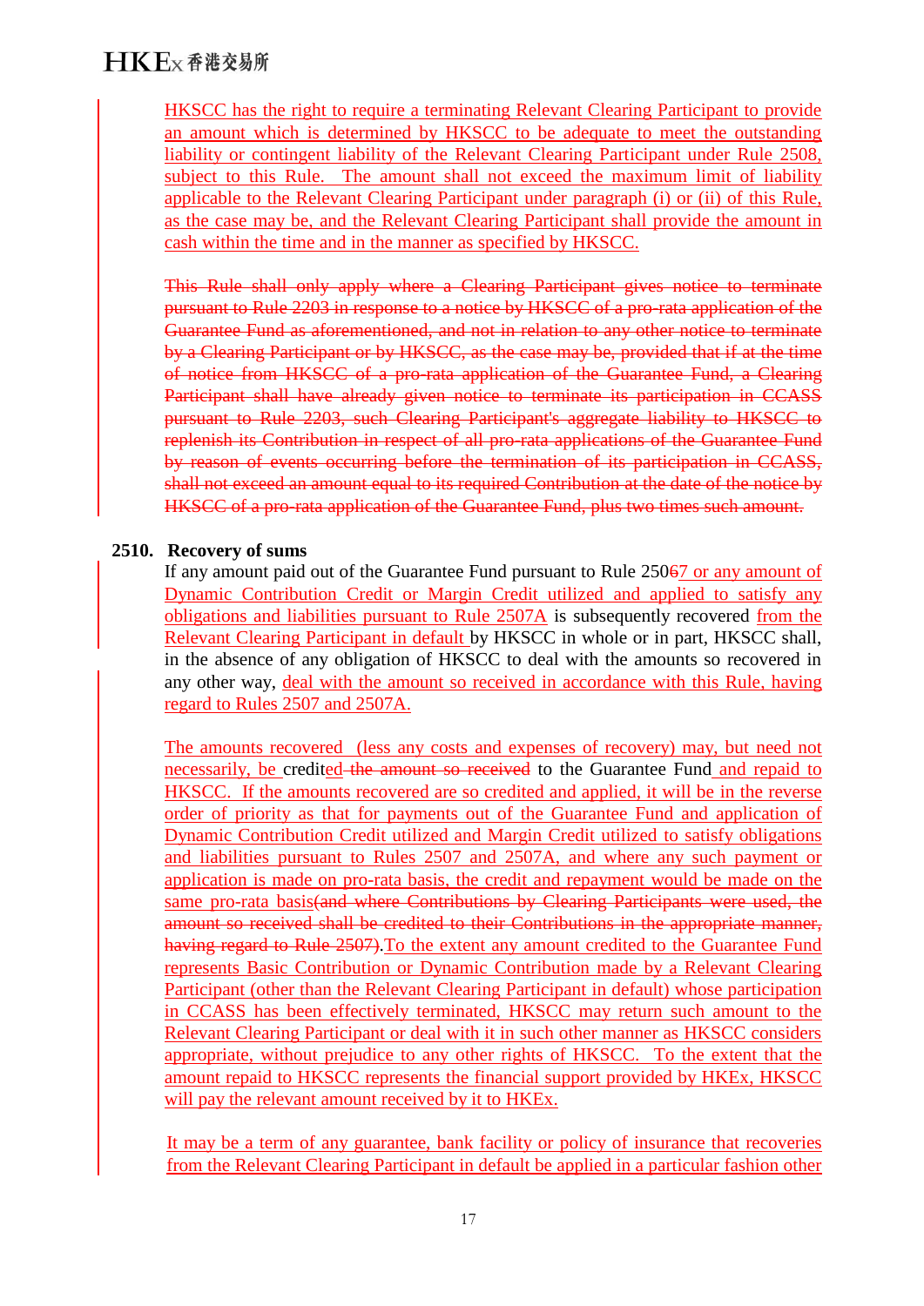HKSCC has the right to require a terminating Relevant Clearing Participant to provide an amount which is determined by HKSCC to be adequate to meet the outstanding liability or contingent liability of the Relevant Clearing Participant under Rule 2508, subject to this Rule. The amount shall not exceed the maximum limit of liability applicable to the Relevant Clearing Participant under paragraph (i) or (ii) of this Rule, as the case may be, and the Relevant Clearing Participant shall provide the amount in cash within the time and in the manner as specified by HKSCC.

~~This Rule shall only apply where a Clearing Participant gives notice to terminate pursuant to Rule 2203 in response to a notice by HKSCC of a pro-rata application of the Guarantee Fund as aforementioned, and not in relation to any other notice to terminate by a Clearing Participant or by HKSCC, as the case may be, provided that if at the time of notice from HKSCC of a pro-rata application of the Guarantee Fund, a Clearing Participant shall have already given notice to terminate its participation in CCASS pursuant to Rule 2203, such Clearing Participant's aggregate liability to HKSCC to replenish its Contribution in respect of all pro-rata applications of the Guarantee Fund by reason of events occurring before the termination of its participation in CCASS, shall not exceed an amount equal to its required Contribution at the date of the notice by HKSCC of a pro-rata application of the Guarantee Fund, plus two times such amount.~~

**2510. Recovery of sums**

If any amount paid out of the Guarantee Fund pursuant to Rule 250~~6~~7 or any amount of Dynamic Contribution Credit or Margin Credit utilized and applied to satisfy any obligations and liabilities pursuant to Rule 2507A is subsequently recovered from the Relevant Clearing Participant in default by HKSCC in whole or in part, HKSCC shall, in the absence of any obligation of HKSCC to deal with the amounts so recovered in any other way, deal with the amount so received in accordance with this Rule, having regard to Rules 2507 and 2507A.

The amounts recovered (less any costs and expenses of recovery) may, but need not necessarily, be credited ~~the amount so received~~ to the Guarantee Fund and repaid to HKSCC. If the amounts recovered are so credited and applied, it will be in the reverse order of priority as that for payments out of the Guarantee Fund and application of Dynamic Contribution Credit utilized and Margin Credit utilized to satisfy obligations and liabilities pursuant to Rules 2507 and 2507A, and where any such payment or application is made on pro-rata basis, the credit and repayment would be made on the same pro-rata basis~~(and where Contributions by Clearing Participants were used, the amount so received shall be credited to their Contributions in the appropriate manner, having regard to Rule 2507)~~. To the extent any amount credited to the Guarantee Fund represents Basic Contribution or Dynamic Contribution made by a Relevant Clearing Participant (other than the Relevant Clearing Participant in default) whose participation in CCASS has been effectively terminated, HKSCC may return such amount to the Relevant Clearing Participant or deal with it in such other manner as HKSCC considers appropriate, without prejudice to any other rights of HKSCC. To the extent that the amount repaid to HKSCC represents the financial support provided by HKEx, HKSCC will pay the relevant amount received by it to HKEx.

It may be a term of any guarantee, bank facility or policy of insurance that recoveries from the Relevant Clearing Participant in default be applied in a particular fashion other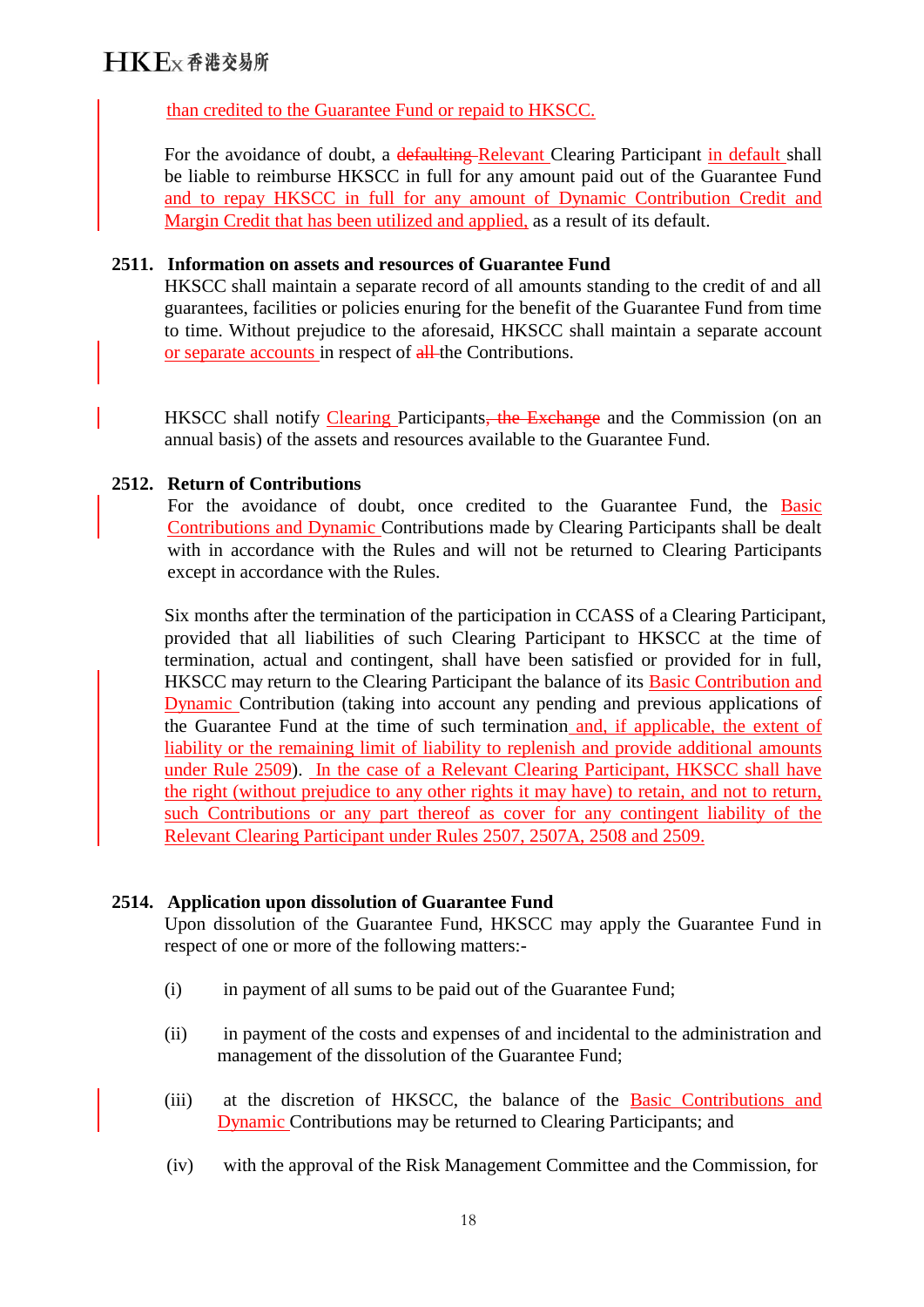than credited to the Guarantee Fund or repaid to HKSCC.

For the avoidance of doubt, a ~~defaulting~~ Relevant Clearing Participant in default shall be liable to reimburse HKSCC in full for any amount paid out of the Guarantee Fund and to repay HKSCC in full for any amount of Dynamic Contribution Credit and Margin Credit that has been utilized and applied, as a result of its default.

**2511. Information on assets and resources of Guarantee Fund**

HKSCC shall maintain a separate record of all amounts standing to the credit of and all guarantees, facilities or policies enuring for the benefit of the Guarantee Fund from time to time. Without prejudice to the aforesaid, HKSCC shall maintain a separate account or separate accounts in respect of ~~all~~ the Contributions.

HKSCC shall notify Clearing Participants~~, the Exchange~~ and the Commission (on an annual basis) of the assets and resources available to the Guarantee Fund.

**2512. Return of Contributions**

For the avoidance of doubt, once credited to the Guarantee Fund, the Basic Contributions and Dynamic Contributions made by Clearing Participants shall be dealt with in accordance with the Rules and will not be returned to Clearing Participants except in accordance with the Rules.

Six months after the termination of the participation in CCASS of a Clearing Participant, provided that all liabilities of such Clearing Participant to HKSCC at the time of termination, actual and contingent, shall have been satisfied or provided for in full, HKSCC may return to the Clearing Participant the balance of its Basic Contribution and Dynamic Contribution (taking into account any pending and previous applications of the Guarantee Fund at the time of such termination and, if applicable, the extent of liability or the remaining limit of liability to replenish and provide additional amounts under Rule 2509). In the case of a Relevant Clearing Participant, HKSCC shall have the right (without prejudice to any other rights it may have) to retain, and not to return, such Contributions or any part thereof as cover for any contingent liability of the Relevant Clearing Participant under Rules 2507, 2507A, 2508 and 2509.

**2514. Application upon dissolution of Guarantee Fund**

Upon dissolution of the Guarantee Fund, HKSCC may apply the Guarantee Fund in respect of one or more of the following matters:-

(i) in payment of all sums to be paid out of the Guarantee Fund;

(ii) in payment of the costs and expenses of and incidental to the administration and management of the dissolution of the Guarantee Fund;

(iii) at the discretion of HKSCC, the balance of the Basic Contributions and Dynamic Contributions may be returned to Clearing Participants; and

(iv) with the approval of the Risk Management Committee and the Commission, for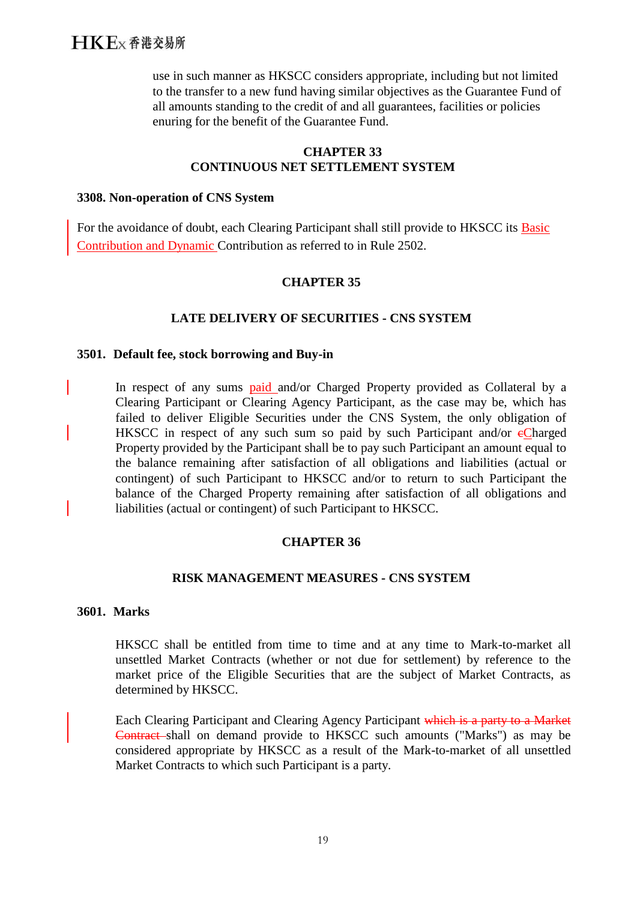use in such manner as HKSCC considers appropriate, including but not limited to the transfer to a new fund having similar objectives as the Guarantee Fund of all amounts standing to the credit of and all guarantees, facilities or policies enuring for the benefit of the Guarantee Fund.

## CHAPTER 33
## CONTINUOUS NET SETTLEMENT SYSTEM

### 3308. Non-operation of CNS System

For the avoidance of doubt, each Clearing Participant shall still provide to HKSCC its Basic Contribution and Dynamic Contribution as referred to in Rule 2502.

## CHAPTER 35

## LATE DELIVERY OF SECURITIES - CNS SYSTEM

### 3501. Default fee, stock borrowing and Buy-in

In respect of any sums paid and/or Charged Property provided as Collateral by a Clearing Participant or Clearing Agency Participant, as the case may be, which has failed to deliver Eligible Securities under the CNS System, the only obligation of HKSCC in respect of any such sum so paid by such Participant and/or ~~c~~Charged Property provided by the Participant shall be to pay such Participant an amount equal to the balance remaining after satisfaction of all obligations and liabilities (actual or contingent) of such Participant to HKSCC and/or to return to such Participant the balance of the Charged Property remaining after satisfaction of all obligations and liabilities (actual or contingent) of such Participant to HKSCC.

## CHAPTER 36

## RISK MANAGEMENT MEASURES - CNS SYSTEM

### 3601. Marks

HKSCC shall be entitled from time to time and at any time to Mark-to-market all unsettled Market Contracts (whether or not due for settlement) by reference to the market price of the Eligible Securities that are the subject of Market Contracts, as determined by HKSCC.

Each Clearing Participant and Clearing Agency Participant ~~which is a party to a Market Contract~~ shall on demand provide to HKSCC such amounts ("Marks") as may be considered appropriate by HKSCC as a result of the Mark-to-market of all unsettled Market Contracts to which such Participant is a party.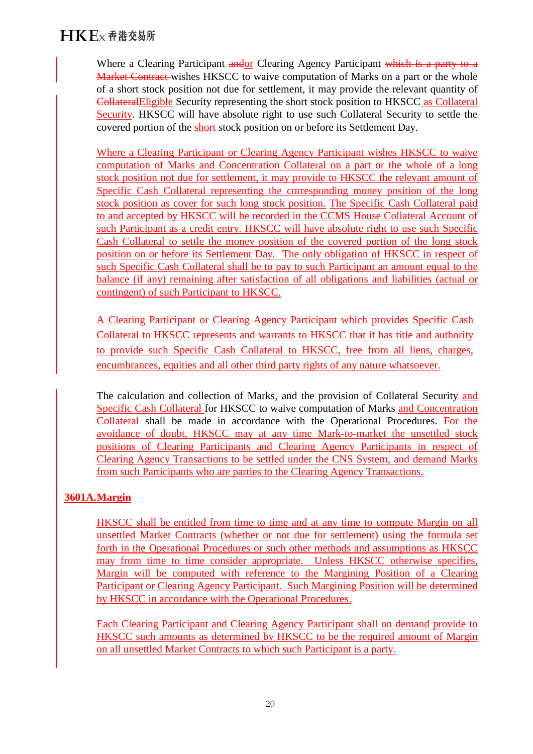Where a Clearing Participant ~~and~~or Clearing Agency Participant ~~which is a party to a Market Contract~~ wishes HKSCC to waive computation of Marks on a part or the whole of a short stock position not due for settlement, it may provide the relevant quantity of ~~Collateral~~Eligible Security representing the short stock position to HKSCC as Collateral Security. HKSCC will have absolute right to use such Collateral Security to settle the covered portion of the short stock position on or before its Settlement Day.

Where a Clearing Participant or Clearing Agency Participant wishes HKSCC to waive computation of Marks and Concentration Collateral on a part or the whole of a long stock position not due for settlement, it may provide to HKSCC the relevant amount of Specific Cash Collateral representing the corresponding money position of the long stock position as cover for such long stock position. The Specific Cash Collateral paid to and accepted by HKSCC will be recorded in the CCMS House Collateral Account of such Participant as a credit entry. HKSCC will have absolute right to use such Specific Cash Collateral to settle the money position of the covered portion of the long stock position on or before its Settlement Day. The only obligation of HKSCC in respect of such Specific Cash Collateral shall be to pay to such Participant an amount equal to the balance (if any) remaining after satisfaction of all obligations and liabilities (actual or contingent) of such Participant to HKSCC.

A Clearing Participant or Clearing Agency Participant which provides Specific Cash Collateral to HKSCC represents and warrants to HKSCC that it has title and authority to provide such Specific Cash Collateral to HKSCC, free from all liens, charges, encumbrances, equities and all other third party rights of any nature whatsoever.

The calculation and collection of Marks, and the provision of Collateral Security and Specific Cash Collateral for HKSCC to waive computation of Marks and Concentration Collateral shall be made in accordance with the Operational Procedures. For the avoidance of doubt, HKSCC may at any time Mark-to-market the unsettled stock positions of Clearing Participants and Clearing Agency Participants in respect of Clearing Agency Transactions to be settled under the CNS System, and demand Marks from such Participants who are parties to the Clearing Agency Transactions.

**3601A.Margin**

HKSCC shall be entitled from time to time and at any time to compute Margin on all unsettled Market Contracts (whether or not due for settlement) using the formula set forth in the Operational Procedures or such other methods and assumptions as HKSCC may from time to time consider appropriate. Unless HKSCC otherwise specifies, Margin will be computed with reference to the Margining Position of a Clearing Participant or Clearing Agency Participant. Such Margining Position will be determined by HKSCC in accordance with the Operational Procedures.

Each Clearing Participant and Clearing Agency Participant shall on demand provide to HKSCC such amounts as determined by HKSCC to be the required amount of Margin on all unsettled Market Contracts to which such Participant is a party.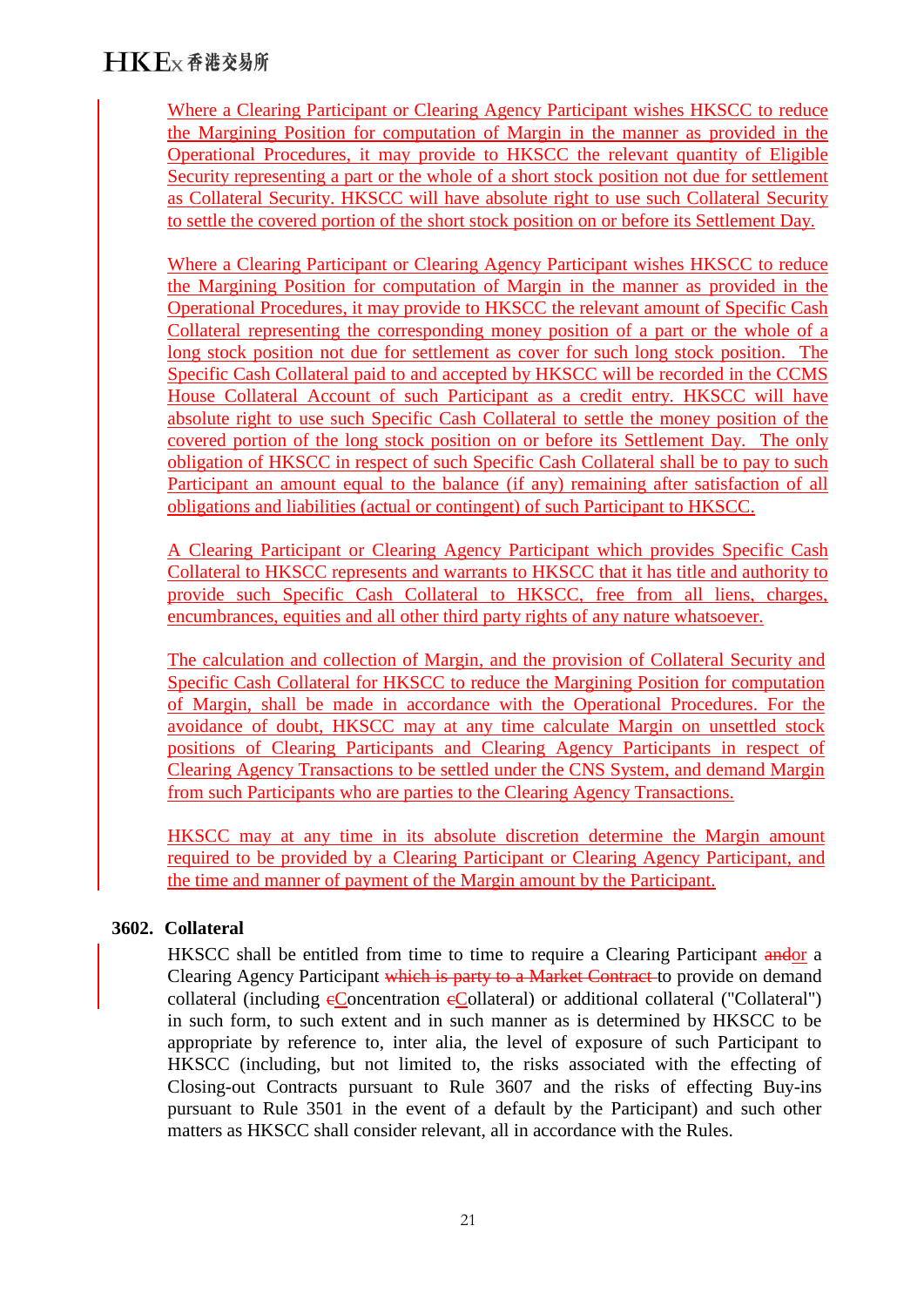Where a Clearing Participant or Clearing Agency Participant wishes HKSCC to reduce the Margining Position for computation of Margin in the manner as provided in the Operational Procedures, it may provide to HKSCC the relevant quantity of Eligible Security representing a part or the whole of a short stock position not due for settlement as Collateral Security. HKSCC will have absolute right to use such Collateral Security to settle the covered portion of the short stock position on or before its Settlement Day.

Where a Clearing Participant or Clearing Agency Participant wishes HKSCC to reduce the Margining Position for computation of Margin in the manner as provided in the Operational Procedures, it may provide to HKSCC the relevant amount of Specific Cash Collateral representing the corresponding money position of a part or the whole of a long stock position not due for settlement as cover for such long stock position. The Specific Cash Collateral paid to and accepted by HKSCC will be recorded in the CCMS House Collateral Account of such Participant as a credit entry. HKSCC will have absolute right to use such Specific Cash Collateral to settle the money position of the covered portion of the long stock position on or before its Settlement Day. The only obligation of HKSCC in respect of such Specific Cash Collateral shall be to pay to such Participant an amount equal to the balance (if any) remaining after satisfaction of all obligations and liabilities (actual or contingent) of such Participant to HKSCC.

A Clearing Participant or Clearing Agency Participant which provides Specific Cash Collateral to HKSCC represents and warrants to HKSCC that it has title and authority to provide such Specific Cash Collateral to HKSCC, free from all liens, charges, encumbrances, equities and all other third party rights of any nature whatsoever.

The calculation and collection of Margin, and the provision of Collateral Security and Specific Cash Collateral for HKSCC to reduce the Margining Position for computation of Margin, shall be made in accordance with the Operational Procedures. For the avoidance of doubt, HKSCC may at any time calculate Margin on unsettled stock positions of Clearing Participants and Clearing Agency Participants in respect of Clearing Agency Transactions to be settled under the CNS System, and demand Margin from such Participants who are parties to the Clearing Agency Transactions.

HKSCC may at any time in its absolute discretion determine the Margin amount required to be provided by a Clearing Participant or Clearing Agency Participant, and the time and manner of payment of the Margin amount by the Participant.

**3602. Collateral**

HKSCC shall be entitled from time to time to require a Clearing Participant ~~and~~or a Clearing Agency Participant ~~which is party to a Market Contract~~ to provide on demand collateral (including ~~c~~Concentration ~~c~~Collateral) or additional collateral ("Collateral") in such form, to such extent and in such manner as is determined by HKSCC to be appropriate by reference to, inter alia, the level of exposure of such Participant to HKSCC (including, but not limited to, the risks associated with the effecting of Closing-out Contracts pursuant to Rule 3607 and the risks of effecting Buy-ins pursuant to Rule 3501 in the event of a default by the Participant) and such other matters as HKSCC shall consider relevant, all in accordance with the Rules.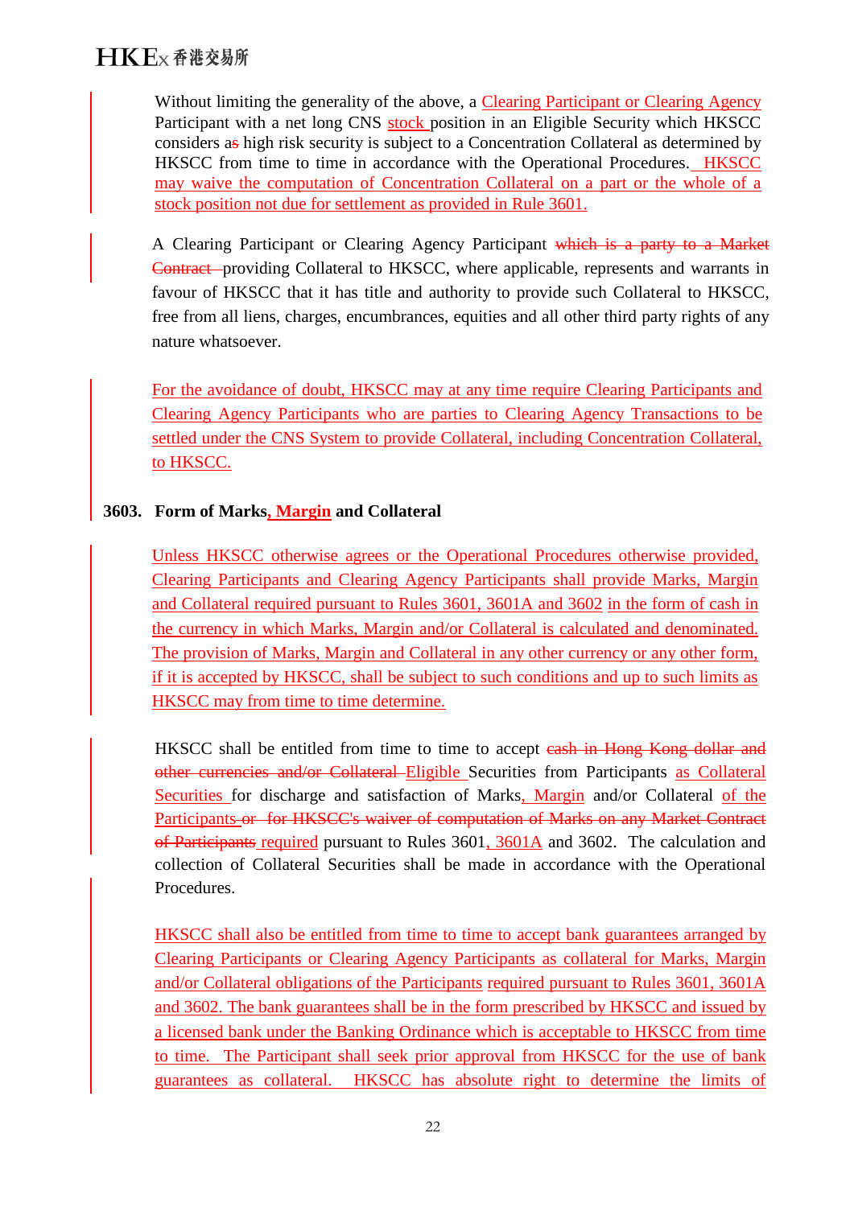Without limiting the generality of the above, a Clearing Participant or Clearing Agency Participant with a net long CNS stock position in an Eligible Security which HKSCC considers as high risk security is subject to a Concentration Collateral as determined by HKSCC from time to time in accordance with the Operational Procedures. HKSCC may waive the computation of Concentration Collateral on a part or the whole of a stock position not due for settlement as provided in Rule 3601.

A Clearing Participant or Clearing Agency Participant ~~which is a party to a Market Contract~~ providing Collateral to HKSCC, where applicable, represents and warrants in favour of HKSCC that it has title and authority to provide such Collateral to HKSCC, free from all liens, charges, encumbrances, equities and all other third party rights of any nature whatsoever.

For the avoidance of doubt, HKSCC may at any time require Clearing Participants and Clearing Agency Participants who are parties to Clearing Agency Transactions to be settled under the CNS System to provide Collateral, including Concentration Collateral, to HKSCC.

**3603. Form of Marks, Margin and Collateral**

Unless HKSCC otherwise agrees or the Operational Procedures otherwise provided, Clearing Participants and Clearing Agency Participants shall provide Marks, Margin and Collateral required pursuant to Rules 3601, 3601A and 3602 in the form of cash in the currency in which Marks, Margin and/or Collateral is calculated and denominated. The provision of Marks, Margin and Collateral in any other currency or any other form, if it is accepted by HKSCC, shall be subject to such conditions and up to such limits as HKSCC may from time to time determine.

HKSCC shall be entitled from time to time to accept ~~cash in Hong Kong dollar and other currencies and/or Collateral~~ Eligible Securities from Participants as Collateral Securities for discharge and satisfaction of Marks, Margin and/or Collateral of the Participants ~~or for HKSCC's waiver of computation of Marks on any Market Contract of Participants~~ required pursuant to Rules 3601, 3601A and 3602. The calculation and collection of Collateral Securities shall be made in accordance with the Operational Procedures.

HKSCC shall also be entitled from time to time to accept bank guarantees arranged by Clearing Participants or Clearing Agency Participants as collateral for Marks, Margin and/or Collateral obligations of the Participants required pursuant to Rules 3601, 3601A and 3602. The bank guarantees shall be in the form prescribed by HKSCC and issued by a licensed bank under the Banking Ordinance which is acceptable to HKSCC from time to time. The Participant shall seek prior approval from HKSCC for the use of bank guarantees as collateral. HKSCC has absolute right to determine the limits of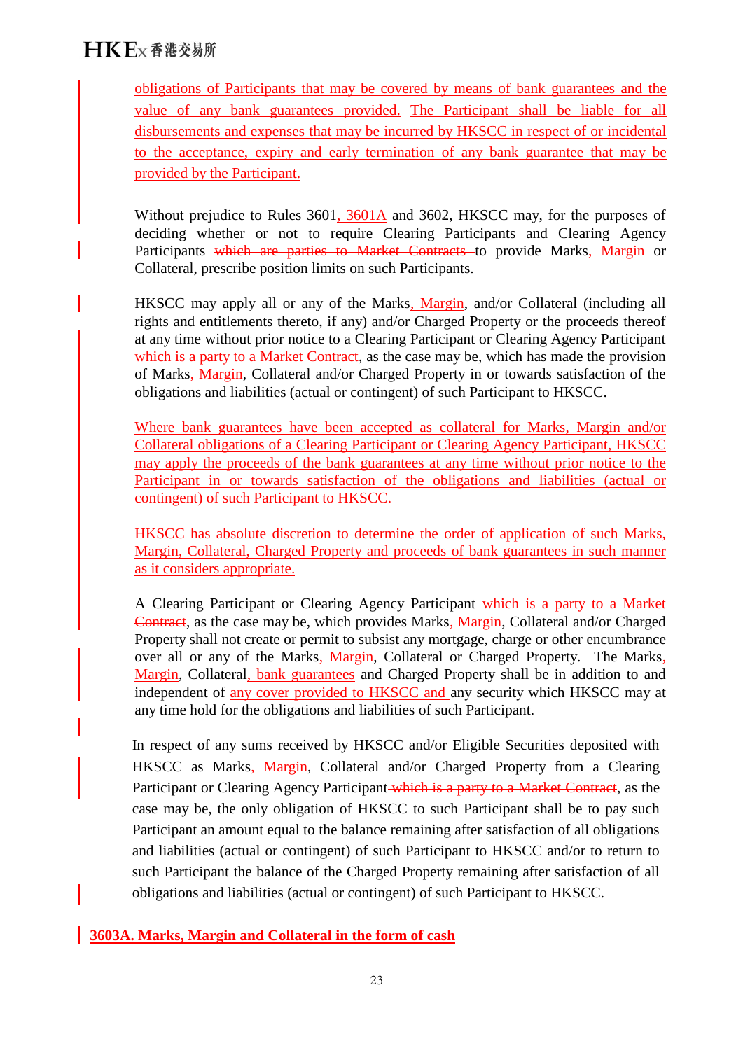obligations of Participants that may be covered by means of bank guarantees and the value of any bank guarantees provided. The Participant shall be liable for all disbursements and expenses that may be incurred by HKSCC in respect of or incidental to the acceptance, expiry and early termination of any bank guarantee that may be provided by the Participant.

Without prejudice to Rules 3601, 3601A and 3602, HKSCC may, for the purposes of deciding whether or not to require Clearing Participants and Clearing Agency Participants ~~which are parties to Market Contracts~~ to provide Marks, Margin or Collateral, prescribe position limits on such Participants.

HKSCC may apply all or any of the Marks, Margin, and/or Collateral (including all rights and entitlements thereto, if any) and/or Charged Property or the proceeds thereof at any time without prior notice to a Clearing Participant or Clearing Agency Participant ~~which is a party to a Market Contract~~, as the case may be, which has made the provision of Marks, Margin, Collateral and/or Charged Property in or towards satisfaction of the obligations and liabilities (actual or contingent) of such Participant to HKSCC.

Where bank guarantees have been accepted as collateral for Marks, Margin and/or Collateral obligations of a Clearing Participant or Clearing Agency Participant, HKSCC may apply the proceeds of the bank guarantees at any time without prior notice to the Participant in or towards satisfaction of the obligations and liabilities (actual or contingent) of such Participant to HKSCC.

HKSCC has absolute discretion to determine the order of application of such Marks, Margin, Collateral, Charged Property and proceeds of bank guarantees in such manner as it considers appropriate.

A Clearing Participant or Clearing Agency Participant ~~which is a party to a Market Contract~~, as the case may be, which provides Marks, Margin, Collateral and/or Charged Property shall not create or permit to subsist any mortgage, charge or other encumbrance over all or any of the Marks, Margin, Collateral or Charged Property. The Marks, Margin, Collateral, bank guarantees and Charged Property shall be in addition to and independent of any cover provided to HKSCC and any security which HKSCC may at any time hold for the obligations and liabilities of such Participant.

In respect of any sums received by HKSCC and/or Eligible Securities deposited with HKSCC as Marks, Margin, Collateral and/or Charged Property from a Clearing Participant or Clearing Agency Participant ~~which is a party to a Market Contract~~, as the case may be, the only obligation of HKSCC to such Participant shall be to pay such Participant an amount equal to the balance remaining after satisfaction of all obligations and liabilities (actual or contingent) of such Participant to HKSCC and/or to return to such Participant the balance of the Charged Property remaining after satisfaction of all obligations and liabilities (actual or contingent) of such Participant to HKSCC.

**3603A. Marks, Margin and Collateral in the form of cash**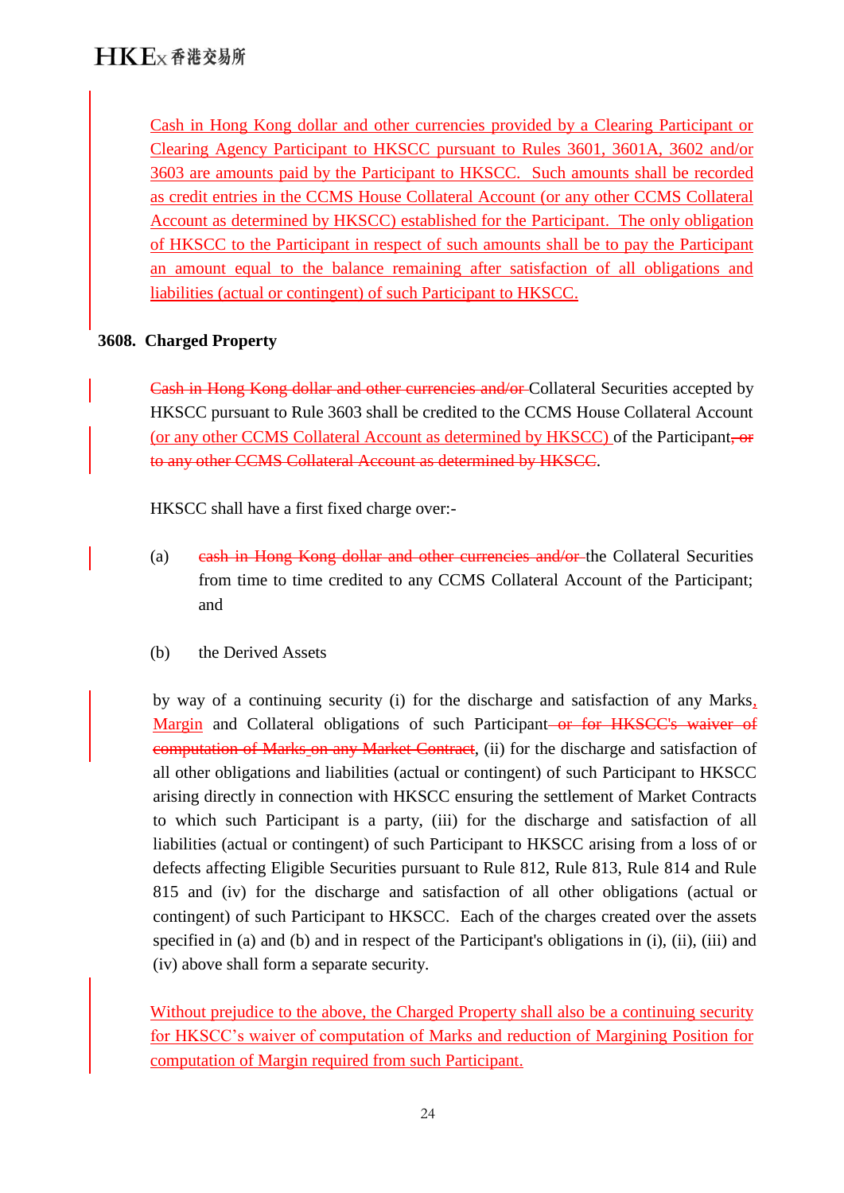Cash in Hong Kong dollar and other currencies provided by a Clearing Participant or Clearing Agency Participant to HKSCC pursuant to Rules 3601, 3601A, 3602 and/or 3603 are amounts paid by the Participant to HKSCC. Such amounts shall be recorded as credit entries in the CCMS House Collateral Account (or any other CCMS Collateral Account as determined by HKSCC) established for the Participant. The only obligation of HKSCC to the Participant in respect of such amounts shall be to pay the Participant an amount equal to the balance remaining after satisfaction of all obligations and liabilities (actual or contingent) of such Participant to HKSCC.

**3608. Charged Property**

~~Cash in Hong Kong dollar and other currencies and/or~~ Collateral Securities accepted by HKSCC pursuant to Rule 3603 shall be credited to the CCMS House Collateral Account (or any other CCMS Collateral Account as determined by HKSCC) of the Participant~~, or to any other CCMS Collateral Account as determined by HKSCC~~.

HKSCC shall have a first fixed charge over:-

(a) ~~cash in Hong Kong dollar and other currencies and/or~~ the Collateral Securities from time to time credited to any CCMS Collateral Account of the Participant; and

(b) the Derived Assets

by way of a continuing security (i) for the discharge and satisfaction of any Marks, Margin and Collateral obligations of such Participant ~~or for HKSCC's waiver of computation of Marks on any Market Contract~~, (ii) for the discharge and satisfaction of all other obligations and liabilities (actual or contingent) of such Participant to HKSCC arising directly in connection with HKSCC ensuring the settlement of Market Contracts to which such Participant is a party, (iii) for the discharge and satisfaction of all liabilities (actual or contingent) of such Participant to HKSCC arising from a loss of or defects affecting Eligible Securities pursuant to Rule 812, Rule 813, Rule 814 and Rule 815 and (iv) for the discharge and satisfaction of all other obligations (actual or contingent) of such Participant to HKSCC. Each of the charges created over the assets specified in (a) and (b) and in respect of the Participant's obligations in (i), (ii), (iii) and (iv) above shall form a separate security.

Without prejudice to the above, the Charged Property shall also be a continuing security for HKSCC's waiver of computation of Marks and reduction of Margining Position for computation of Margin required from such Participant.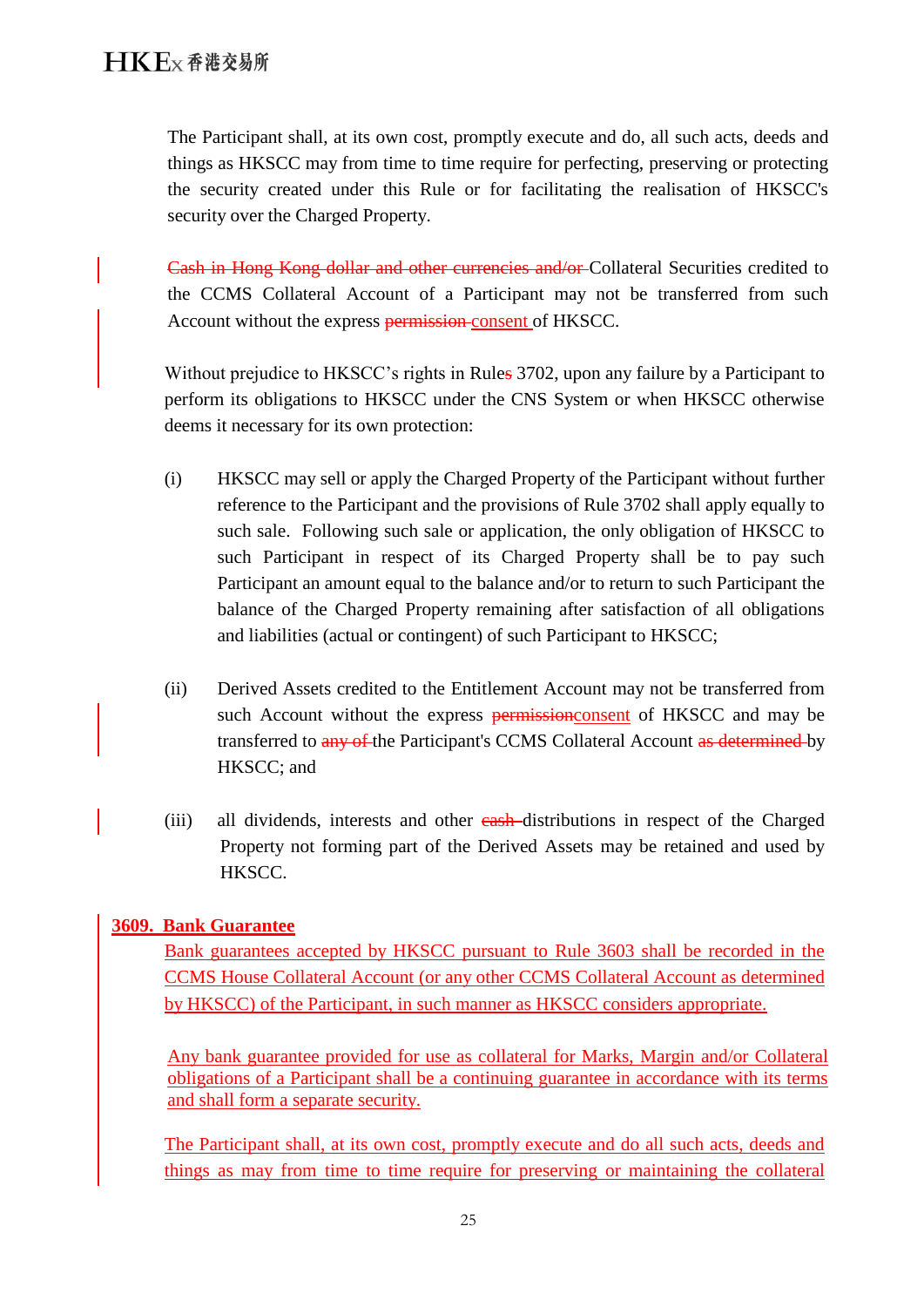The Participant shall, at its own cost, promptly execute and do, all such acts, deeds and things as HKSCC may from time to time require for perfecting, preserving or protecting the security created under this Rule or for facilitating the realisation of HKSCC's security over the Charged Property.

~~Cash in Hong Kong dollar and other currencies and/or~~ Collateral Securities credited to the CCMS Collateral Account of a Participant may not be transferred from such Account without the express ~~permission~~ <u>consent</u> of HKSCC.

Without prejudice to HKSCC's rights in Rule~~s~~ 3702, upon any failure by a Participant to perform its obligations to HKSCC under the CNS System or when HKSCC otherwise deems it necessary for its own protection:

(i) HKSCC may sell or apply the Charged Property of the Participant without further reference to the Participant and the provisions of Rule 3702 shall apply equally to such sale. Following such sale or application, the only obligation of HKSCC to such Participant in respect of its Charged Property shall be to pay such Participant an amount equal to the balance and/or to return to such Participant the balance of the Charged Property remaining after satisfaction of all obligations and liabilities (actual or contingent) of such Participant to HKSCC;

(ii) Derived Assets credited to the Entitlement Account may not be transferred from such Account without the express ~~permission~~<u>consent</u> of HKSCC and may be transferred to ~~any of~~ the Participant's CCMS Collateral Account ~~as determined~~ by HKSCC; and

(iii) all dividends, interests and other ~~cash~~ distributions in respect of the Charged Property not forming part of the Derived Assets may be retained and used by HKSCC.

## <u>3609. Bank Guarantee</u>

<u>Bank guarantees accepted by HKSCC pursuant to Rule 3603 shall be recorded in the CCMS House Collateral Account (or any other CCMS Collateral Account as determined by HKSCC) of the Participant, in such manner as HKSCC considers appropriate.</u>

<u>Any bank guarantee provided for use as collateral for Marks, Margin and/or Collateral obligations of a Participant shall be a continuing guarantee in accordance with its terms and shall form a separate security.</u>

<u>The Participant shall, at its own cost, promptly execute and do all such acts, deeds and things as may from time to time require for preserving or maintaining the collateral</u>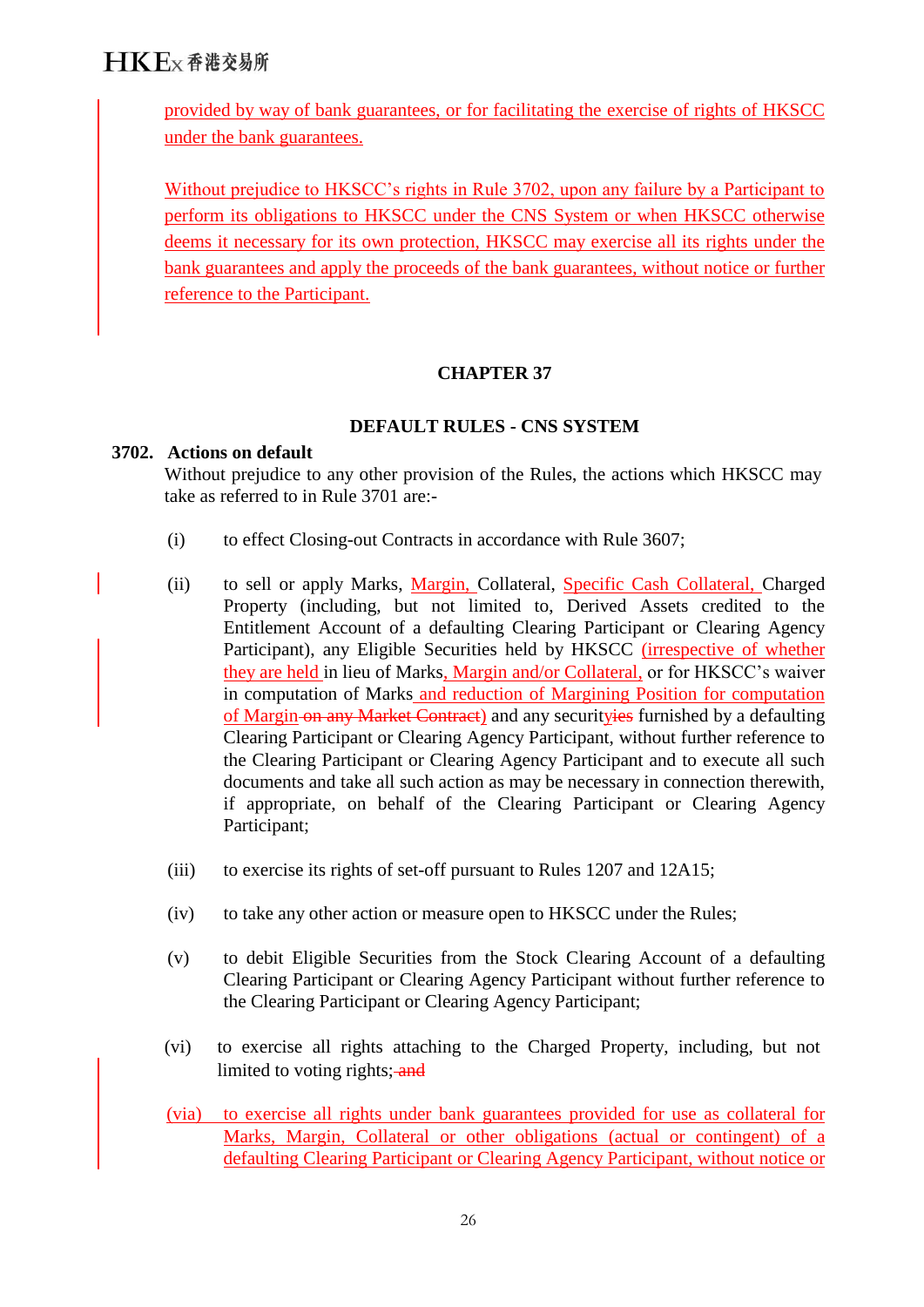provided by way of bank guarantees, or for facilitating the exercise of rights of HKSCC under the bank guarantees.

Without prejudice to HKSCC's rights in Rule 3702, upon any failure by a Participant to perform its obligations to HKSCC under the CNS System or when HKSCC otherwise deems it necessary for its own protection, HKSCC may exercise all its rights under the bank guarantees and apply the proceeds of the bank guarantees, without notice or further reference to the Participant.

## CHAPTER 37

## DEFAULT RULES - CNS SYSTEM

**3702. Actions on default**

Without prejudice to any other provision of the Rules, the actions which HKSCC may take as referred to in Rule 3701 are:-

(i) to effect Closing-out Contracts in accordance with Rule 3607;

(ii) to sell or apply Marks, Margin, Collateral, Specific Cash Collateral, Charged Property (including, but not limited to, Derived Assets credited to the Entitlement Account of a defaulting Clearing Participant or Clearing Agency Participant), any Eligible Securities held by HKSCC (irrespective of whether they are held in lieu of Marks, Margin and/or Collateral, or for HKSCC's waiver in computation of Marks and reduction of Margining Position for computation of Margin ~~on any Market Contract~~) and any securityies furnished by a defaulting Clearing Participant or Clearing Agency Participant, without further reference to the Clearing Participant or Clearing Agency Participant and to execute all such documents and take all such action as may be necessary in connection therewith, if appropriate, on behalf of the Clearing Participant or Clearing Agency Participant;

(iii) to exercise its rights of set-off pursuant to Rules 1207 and 12A15;

(iv) to take any other action or measure open to HKSCC under the Rules;

(v) to debit Eligible Securities from the Stock Clearing Account of a defaulting Clearing Participant or Clearing Agency Participant without further reference to the Clearing Participant or Clearing Agency Participant;

(vi) to exercise all rights attaching to the Charged Property, including, but not limited to voting rights; ~~and~~

(via) to exercise all rights under bank guarantees provided for use as collateral for Marks, Margin, Collateral or other obligations (actual or contingent) of a defaulting Clearing Participant or Clearing Agency Participant, without notice or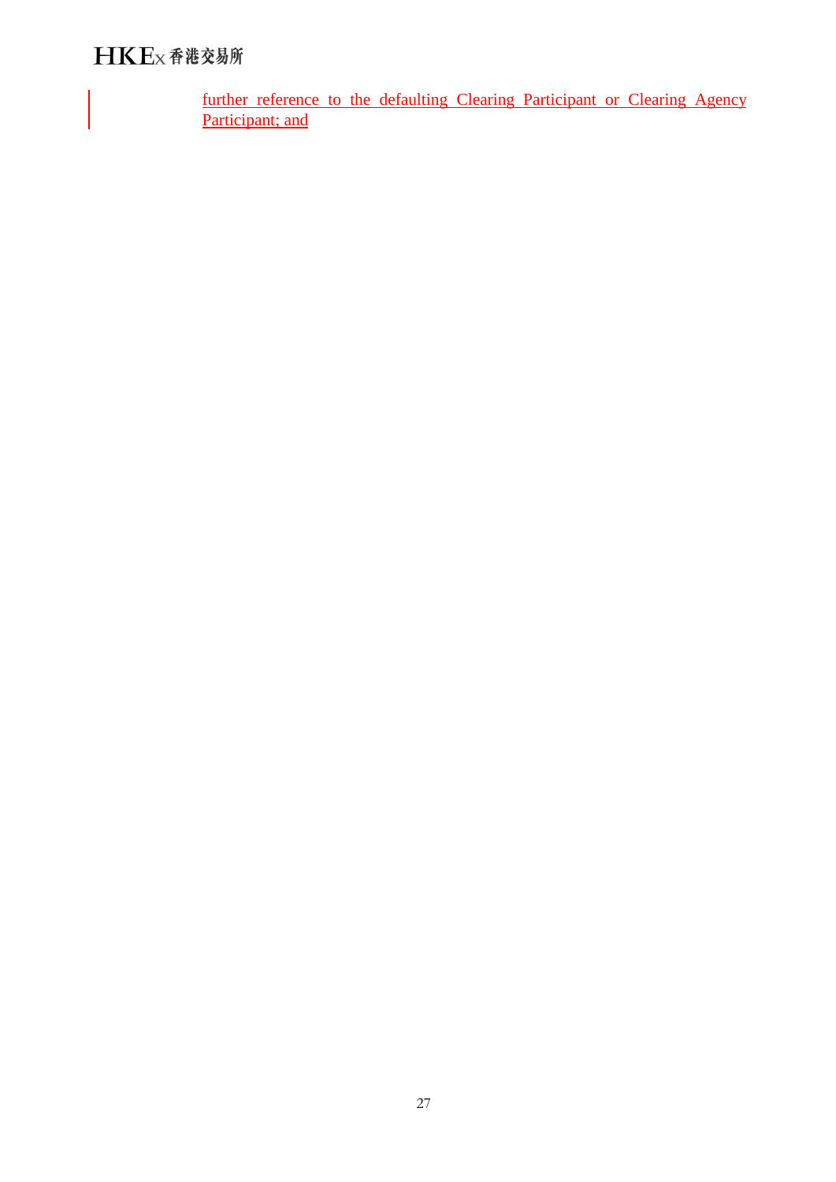further reference to the defaulting Clearing Participant or Clearing Agency Participant; and